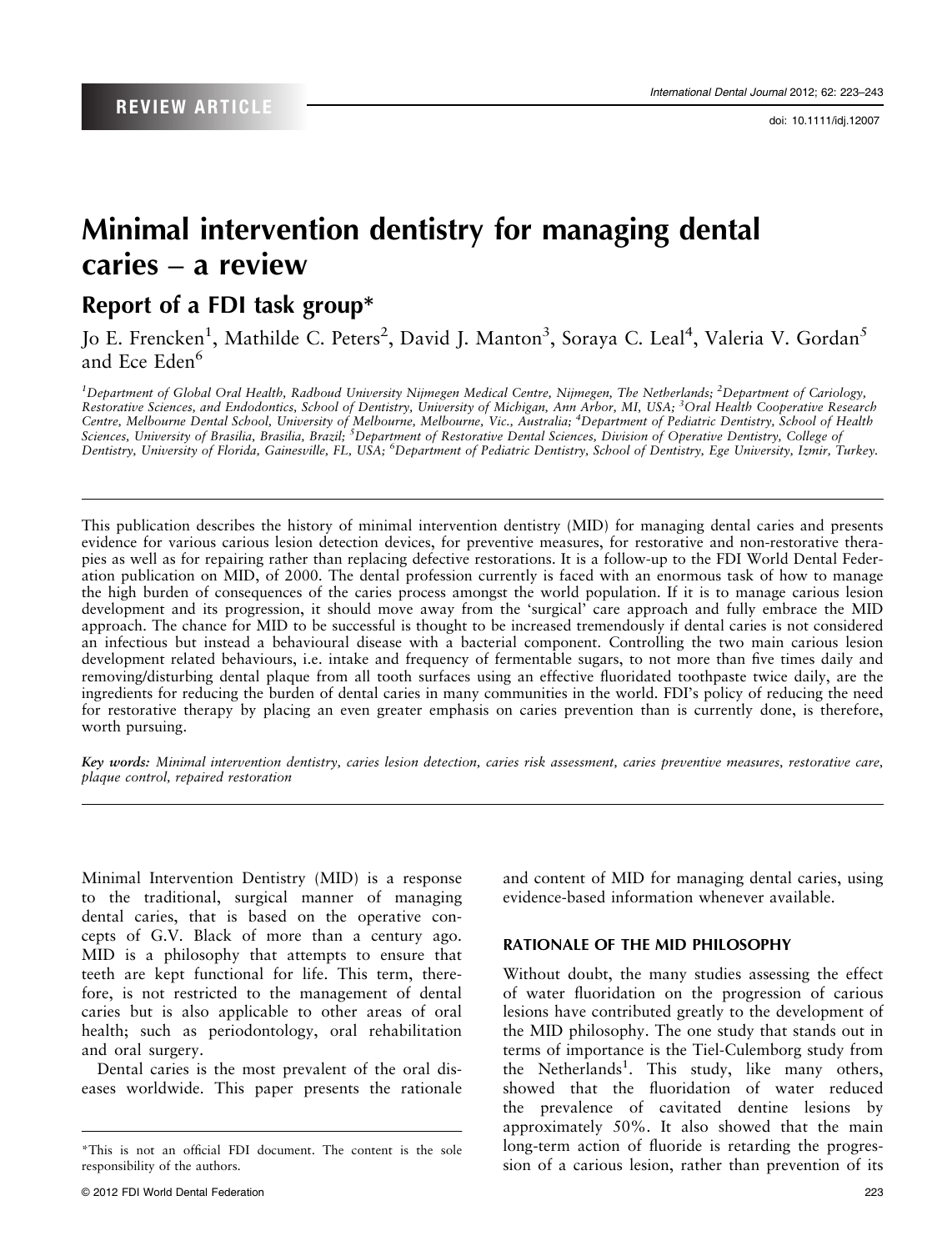REVIEW ARTICLE

# Minimal intervention dentistry for managing dental caries – a review

## Report of a FDI task group*

Jo E. Frencken[1], Mathilde C. Peters[2], David J. Manton[3], Soraya C. Leal[4], Valeria V. Gordan[5] and Ece Eden[6]

[1]Department of Global Oral Health, Radboud University Nijmegen Medical Centre, Nijmegen, The Netherlands; [2]Department of Cariology, Restorative Sciences, and Endodontics, School of Dentistry, University of Michigan, Ann Arbor, MI, USA; [3]Oral Health Cooperative Research Centre, Melbourne Dental School, University of Melbourne, Melbourne, Vic., Australia; [4]Department of Pediatric Dentistry, School of Health Sciences, University of Brasilia, Brasilia, Brazil; [5]Department of Restorative Dental Sciences, Division of Operative Dentistry, College of Dentistry, University of Florida, Gainesville, FL, USA; [6]Department of Pediatric Dentistry, School of Dentistry, Ege University, Izmir, Turkey.

This publication describes the history of minimal intervention dentistry (MID) for managing dental caries and presents evidence for various carious lesion detection devices, for preventive measures, for restorative and non-restorative therapies as well as for repairing rather than replacing defective restorations. It is a follow-up to the FDI World Dental Federation publication on MID, of 2000. The dental profession currently is faced with an enormous task of how to manage the high burden of consequences of the caries process amongst the world population. If it is to manage carious lesion development and its progression, it should move away from the 'surgical' care approach and fully embrace the MID approach. The chance for MID to be successful is thought to be increased tremendously if dental caries is not considered an infectious but instead a behavioural disease with a bacterial component. Controlling the two main carious lesion development related behaviours, i.e. intake and frequency of fermentable sugars, to not more than five times daily and removing/disturbing dental plaque from all tooth surfaces using an effective fluoridated toothpaste twice daily, are the ingredients for reducing the burden of dental caries in many communities in the world. FDI's policy of reducing the need for restorative therapy by placing an even greater emphasis on caries prevention than is currently done, is therefore, worth pursuing.

*Key words: Minimal intervention dentistry, caries lesion detection, caries risk assessment, caries preventive measures, restorative care, plaque control, repaired restoration*

Minimal Intervention Dentistry (MID) is a response to the traditional, surgical manner of managing dental caries, that is based on the operative concepts of G.V. Black of more than a century ago. MID is a philosophy that attempts to ensure that teeth are kept functional for life. This term, therefore, is not restricted to the management of dental caries but is also applicable to other areas of oral health; such as periodontology, oral rehabilitation and oral surgery.

Dental caries is the most prevalent of the oral diseases worldwide. This paper presents the rationale and content of MID for managing dental caries, using evidence-based information whenever available.

### RATIONALE OF THE MID PHILOSOPHY

Without doubt, the many studies assessing the effect of water fluoridation on the progression of carious lesions have contributed greatly to the development of the MID philosophy. The one study that stands out in terms of importance is the Tiel-Culemborg study from the Netherlands[1]. This study, like many others, showed that the fluoridation of water reduced the prevalence of cavitated dentine lesions by approximately 50%. It also showed that the main long-term action of fluoride is retarding the progression of a carious lesion, rather than prevention of its

*This is not an official FDI document. The content is the sole responsibility of the authors.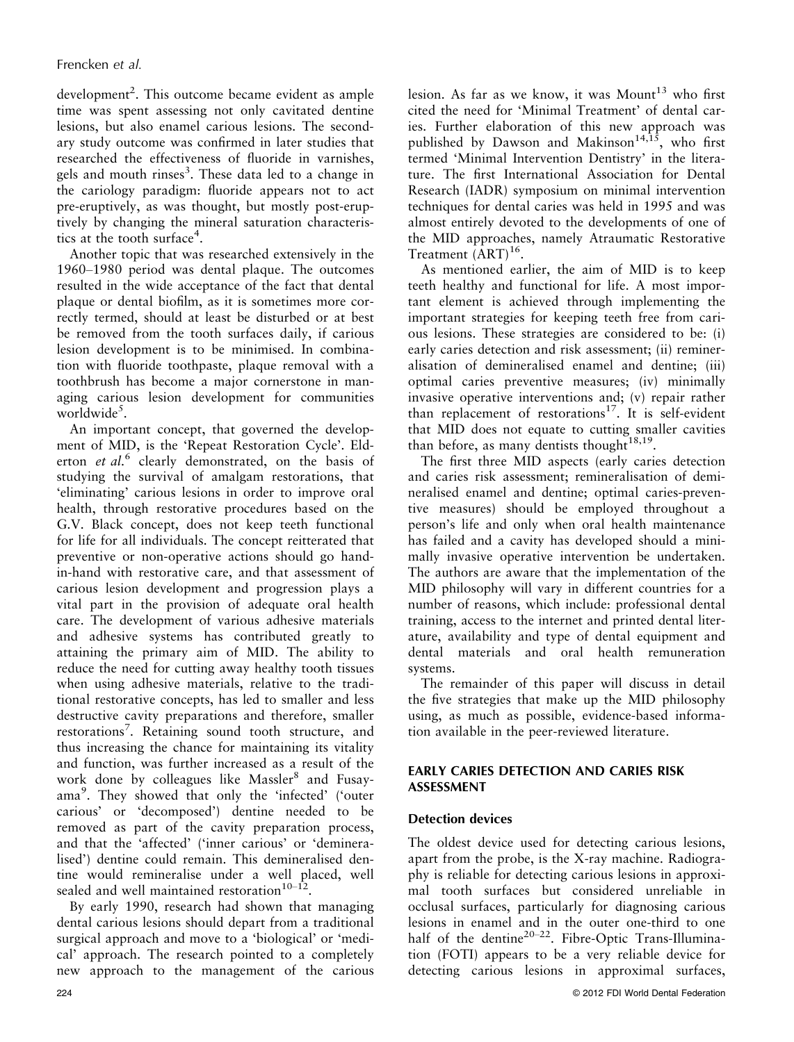development[2]. This outcome became evident as ample time was spent assessing not only cavitated dentine lesions, but also enamel carious lesions. The secondary study outcome was confirmed in later studies that researched the effectiveness of fluoride in varnishes, gels and mouth rinses[3]. These data led to a change in the cariology paradigm: fluoride appears not to act pre-eruptively, as was thought, but mostly post-eruptively by changing the mineral saturation characteristics at the tooth surface[4].

Another topic that was researched extensively in the 1960–1980 period was dental plaque. The outcomes resulted in the wide acceptance of the fact that dental plaque or dental biofilm, as it is sometimes more correctly termed, should at least be disturbed or at best be removed from the tooth surfaces daily, if carious lesion development is to be minimised. In combination with fluoride toothpaste, plaque removal with a toothbrush has become a major cornerstone in managing carious lesion development for communities worldwide[5].

An important concept, that governed the development of MID, is the 'Repeat Restoration Cycle'. Elderton *et al*.[6] clearly demonstrated, on the basis of studying the survival of amalgam restorations, that 'eliminating' carious lesions in order to improve oral health, through restorative procedures based on the G.V. Black concept, does not keep teeth functional for life for all individuals. The concept reitterated that preventive or non-operative actions should go hand-in-hand with restorative care, and that assessment of carious lesion development and progression plays a vital part in the provision of adequate oral health care. The development of various adhesive materials and adhesive systems has contributed greatly to attaining the primary aim of MID. The ability to reduce the need for cutting away healthy tooth tissues when using adhesive materials, relative to the traditional restorative concepts, has led to smaller and less destructive cavity preparations and therefore, smaller restorations[7]. Retaining sound tooth structure, and thus increasing the chance for maintaining its vitality and function, was further increased as a result of the work done by colleagues like Massler[8] and Fusayama[9]. They showed that only the 'infected' ('outer carious' or 'decomposed') dentine needed to be removed as part of the cavity preparation process, and that the 'affected' ('inner carious' or 'demineralised') dentine could remain. This demineralised dentine would remineralise under a well placed, well sealed and well maintained restoration[10–12].

By early 1990, research had shown that managing dental carious lesions should depart from a traditional surgical approach and move to a 'biological' or 'medical' approach. The research pointed to a completely new approach to the management of the carious lesion. As far as we know, it was Mount[13] who first cited the need for 'Minimal Treatment' of dental caries. Further elaboration of this new approach was published by Dawson and Makinson[14,15], who first termed 'Minimal Intervention Dentistry' in the literature. The first International Association for Dental Research (IADR) symposium on minimal intervention techniques for dental caries was held in 1995 and was almost entirely devoted to the developments of one of the MID approaches, namely Atraumatic Restorative Treatment (ART)[16].

As mentioned earlier, the aim of MID is to keep teeth healthy and functional for life. A most important element is achieved through implementing the important strategies for keeping teeth free from carious lesions. These strategies are considered to be: (i) early caries detection and risk assessment; (ii) remineralisation of demineralised enamel and dentine; (iii) optimal caries preventive measures; (iv) minimally invasive operative interventions and; (v) repair rather than replacement of restorations[17]. It is self-evident that MID does not equate to cutting smaller cavities than before, as many dentists thought[18,19].

The first three MID aspects (early caries detection and caries risk assessment; remineralisation of demineralised enamel and dentine; optimal caries-preventive measures) should be employed throughout a person's life and only when oral health maintenance has failed and a cavity has developed should a minimally invasive operative intervention be undertaken. The authors are aware that the implementation of the MID philosophy will vary in different countries for a number of reasons, which include: professional dental training, access to the internet and printed dental literature, availability and type of dental equipment and dental materials and oral health remuneration systems.

The remainder of this paper will discuss in detail the five strategies that make up the MID philosophy using, as much as possible, evidence-based information available in the peer-reviewed literature.

## EARLY CARIES DETECTION AND CARIES RISK ASSESSMENT

### Detection devices

The oldest device used for detecting carious lesions, apart from the probe, is the X-ray machine. Radiography is reliable for detecting carious lesions in approximal tooth surfaces but considered unreliable in occlusal surfaces, particularly for diagnosing carious lesions in enamel and in the outer one-third to one half of the dentine[20–22]. Fibre-Optic Trans-Illumination (FOTI) appears to be a very reliable device for detecting carious lesions in approximal surfaces,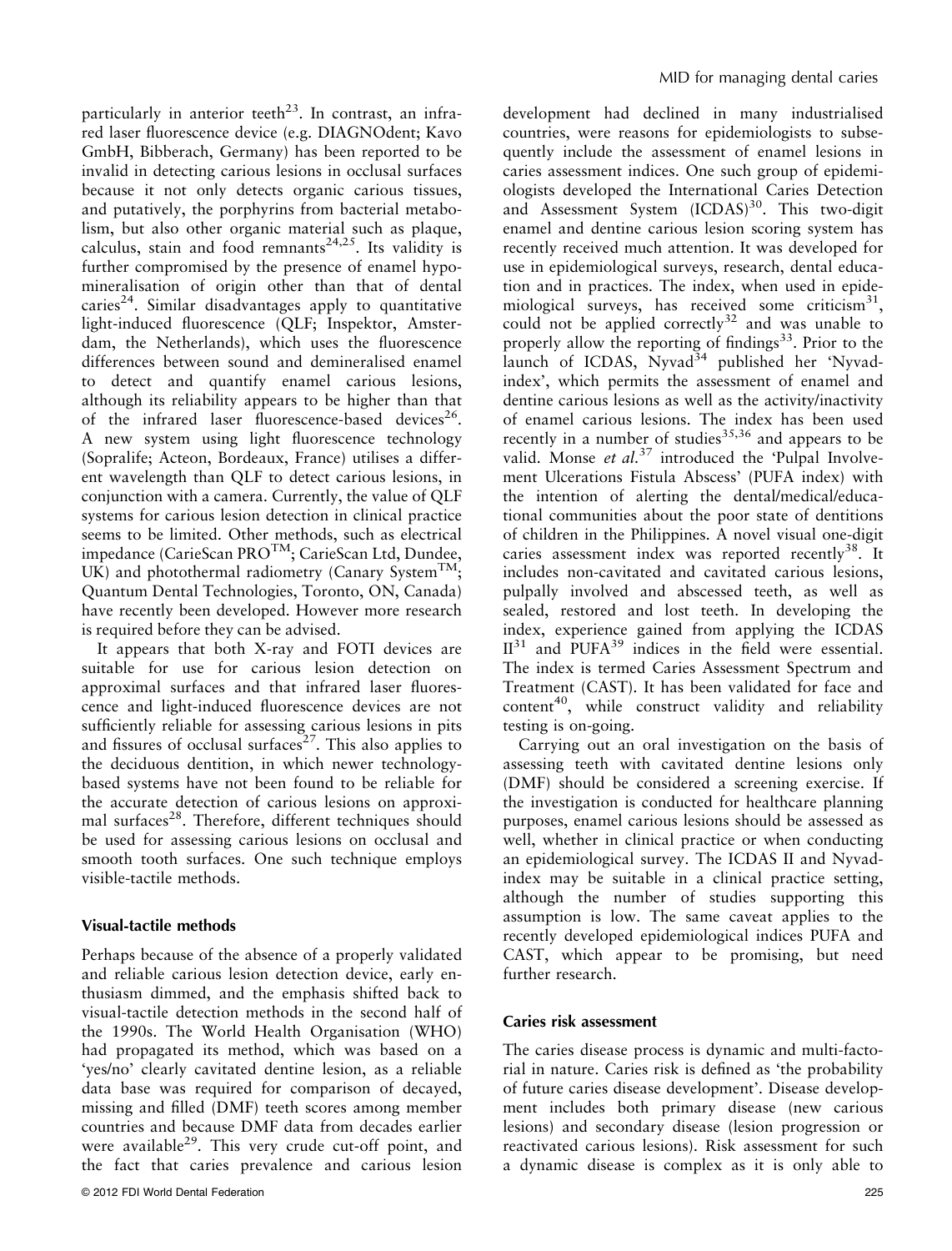particularly in anterior teeth[23]. In contrast, an infrared laser fluorescence device (e.g. DIAGNOdent; Kavo GmbH, Bibberach, Germany) has been reported to be invalid in detecting carious lesions in occlusal surfaces because it not only detects organic carious tissues, and putatively, the porphyrins from bacterial metabolism, but also other organic material such as plaque, calculus, stain and food remnants[24,25]. Its validity is further compromised by the presence of enamel hypomineralisation of origin other than that of dental caries[24]. Similar disadvantages apply to quantitative light-induced fluorescence (QLF; Inspektor, Amsterdam, the Netherlands), which uses the fluorescence differences between sound and demineralised enamel to detect and quantify enamel carious lesions, although its reliability appears to be higher than that of the infrared laser fluorescence-based devices[26]. A new system using light fluorescence technology (Sopralife; Acteon, Bordeaux, France) utilises a different wavelength than QLF to detect carious lesions, in conjunction with a camera. Currently, the value of QLF systems for carious lesion detection in clinical practice seems to be limited. Other methods, such as electrical impedance (CarieScan PRO™; CarieScan Ltd, Dundee, UK) and photothermal radiometry (Canary System™; Quantum Dental Technologies, Toronto, ON, Canada) have recently been developed. However more research is required before they can be advised.

It appears that both X-ray and FOTI devices are suitable for use for carious lesion detection on approximal surfaces and that infrared laser fluorescence and light-induced fluorescence devices are not sufficiently reliable for assessing carious lesions in pits and fissures of occlusal surfaces[27]. This also applies to the deciduous dentition, in which newer technology-based systems have not been found to be reliable for the accurate detection of carious lesions on approximal surfaces[28]. Therefore, different techniques should be used for assessing carious lesions on occlusal and smooth tooth surfaces. One such technique employs visible-tactile methods.

### Visual-tactile methods

Perhaps because of the absence of a properly validated and reliable carious lesion detection device, early enthusiasm dimmed, and the emphasis shifted back to visual-tactile detection methods in the second half of the 1990s. The World Health Organisation (WHO) had propagated its method, which was based on a 'yes/no' clearly cavitated dentine lesion, as a reliable data base was required for comparison of decayed, missing and filled (DMF) teeth scores among member countries and because DMF data from decades earlier were available[29]. This very crude cut-off point, and the fact that caries prevalence and carious lesion development had declined in many industrialised countries, were reasons for epidemiologists to subsequently include the assessment of enamel lesions in caries assessment indices. One such group of epidemiologists developed the International Caries Detection and Assessment System (ICDAS)[30]. This two-digit enamel and dentine carious lesion scoring system has recently received much attention. It was developed for use in epidemiological surveys, research, dental education and in practices. The index, when used in epidemiological surveys, has received some criticism[31], could not be applied correctly[32] and was unable to properly allow the reporting of findings[33]. Prior to the launch of ICDAS, Nyvad[34] published her 'Nyvad-index', which permits the assessment of enamel and dentine carious lesions as well as the activity/inactivity of enamel carious lesions. The index has been used recently in a number of studies[35,36] and appears to be valid. Monse *et al.*[37] introduced the 'Pulpal Involvement Ulcerations Fistula Abscess' (PUFA index) with the intention of alerting the dental/medical/educational communities about the poor state of dentitions of children in the Philippines. A novel visual one-digit caries assessment index was reported recently[38]. It includes non-cavitated and cavitated carious lesions, pulpally involved and abscessed teeth, as well as sealed, restored and lost teeth. In developing the index, experience gained from applying the ICDAS II[31] and PUFA[39] indices in the field were essential. The index is termed Caries Assessment Spectrum and Treatment (CAST). It has been validated for face and content[40], while construct validity and reliability testing is on-going.

Carrying out an oral investigation on the basis of assessing teeth with cavitated dentine lesions only (DMF) should be considered a screening exercise. If the investigation is conducted for healthcare planning purposes, enamel carious lesions should be assessed as well, whether in clinical practice or when conducting an epidemiological survey. The ICDAS II and Nyvad-index may be suitable in a clinical practice setting, although the number of studies supporting this assumption is low. The same caveat applies to the recently developed epidemiological indices PUFA and CAST, which appear to be promising, but need further research.

### Caries risk assessment

The caries disease process is dynamic and multi-factorial in nature. Caries risk is defined as 'the probability of future caries disease development'. Disease development includes both primary disease (new carious lesions) and secondary disease (lesion progression or reactivated carious lesions). Risk assessment for such a dynamic disease is complex as it is only able to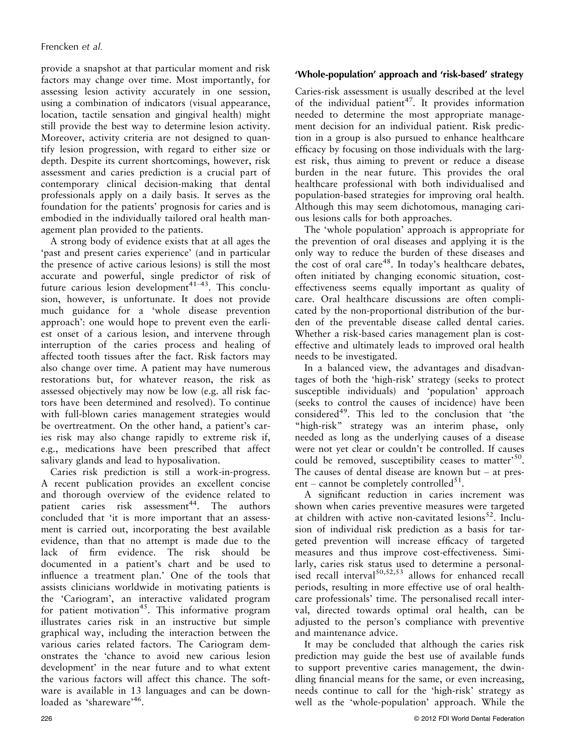provide a snapshot at that particular moment and risk factors may change over time. Most importantly, for assessing lesion activity accurately in one session, using a combination of indicators (visual appearance, location, tactile sensation and gingival health) might still provide the best way to determine lesion activity. Moreover, activity criteria are not designed to quantify lesion progression, with regard to either size or depth. Despite its current shortcomings, however, risk assessment and caries prediction is a crucial part of contemporary clinical decision-making that dental professionals apply on a daily basis. It serves as the foundation for the patients' prognosis for caries and is embodied in the individually tailored oral health management plan provided to the patients.

A strong body of evidence exists that at all ages the 'past and present caries experience' (and in particular the presence of active carious lesions) is still the most accurate and powerful, single predictor of risk of future carious lesion development[41–43]. This conclusion, however, is unfortunate. It does not provide much guidance for a 'whole disease prevention approach': one would hope to prevent even the earliest onset of a carious lesion, and intervene through interruption of the caries process and healing of affected tooth tissues after the fact. Risk factors may also change over time. A patient may have numerous restorations but, for whatever reason, the risk as assessed objectively may now be low (e.g. all risk factors have been determined and resolved). To continue with full-blown caries management strategies would be overtreatment. On the other hand, a patient's caries risk may also change rapidly to extreme risk if, e.g., medications have been prescribed that affect salivary glands and lead to hyposalivation.

Caries risk prediction is still a work-in-progress. A recent publication provides an excellent concise and thorough overview of the evidence related to patient caries risk assessment[44]. The authors concluded that 'it is more important that an assessment is carried out, incorporating the best available evidence, than that no attempt is made due to the lack of firm evidence. The risk should be documented in a patient's chart and be used to influence a treatment plan.' One of the tools that assists clinicians worldwide in motivating patients is the 'Cariogram', an interactive validated program for patient motivation[45]. This informative program illustrates caries risk in an instructive but simple graphical way, including the interaction between the various caries related factors. The Cariogram demonstrates the 'chance to avoid new carious lesion development' in the near future and to what extent the various factors will affect this chance. The software is available in 13 languages and can be downloaded as 'shareware'[46].

## 'Whole-population' approach and 'risk-based' strategy

Caries-risk assessment is usually described at the level of the individual patient[47]. It provides information needed to determine the most appropriate management decision for an individual patient. Risk prediction in a group is also pursued to enhance healthcare efficacy by focusing on those individuals with the largest risk, thus aiming to prevent or reduce a disease burden in the near future. This provides the oral healthcare professional with both individualised and population-based strategies for improving oral health. Although this may seem dichotomous, managing carious lesions calls for both approaches.

The 'whole population' approach is appropriate for the prevention of oral diseases and applying it is the only way to reduce the burden of these diseases and the cost of oral care[48]. In today's healthcare debates, often initiated by changing economic situation, cost-effectiveness seems equally important as quality of care. Oral healthcare discussions are often complicated by the non-proportional distribution of the burden of the preventable disease called dental caries. Whether a risk-based caries management plan is cost-effective and ultimately leads to improved oral health needs to be investigated.

In a balanced view, the advantages and disadvantages of both the 'high-risk' strategy (seeks to protect susceptible individuals) and 'population' approach (seeks to control the causes of incidence) have been considered[49]. This led to the conclusion that 'the "high-risk" strategy was an interim phase, only needed as long as the underlying causes of a disease were not yet clear or couldn't be controlled. If causes could be removed, susceptibility ceases to matter'[50]. The causes of dental disease are known but – at present – cannot be completely controlled[51].

A significant reduction in caries increment was shown when caries preventive measures were targeted at children with active non-cavitated lesions[52]. Inclusion of individual risk prediction as a basis for targeted prevention will increase efficacy of targeted measures and thus improve cost-effectiveness. Similarly, caries risk status used to determine a personalised recall interval[50,52,53] allows for enhanced recall periods, resulting in more effective use of oral healthcare professionals' time. The personalised recall interval, directed towards optimal oral health, can be adjusted to the person's compliance with preventive and maintenance advice.

It may be concluded that although the caries risk prediction may guide the best use of available funds to support preventive caries management, the dwindling financial means for the same, or even increasing, needs continue to call for the 'high-risk' strategy as well as the 'whole-population' approach. While the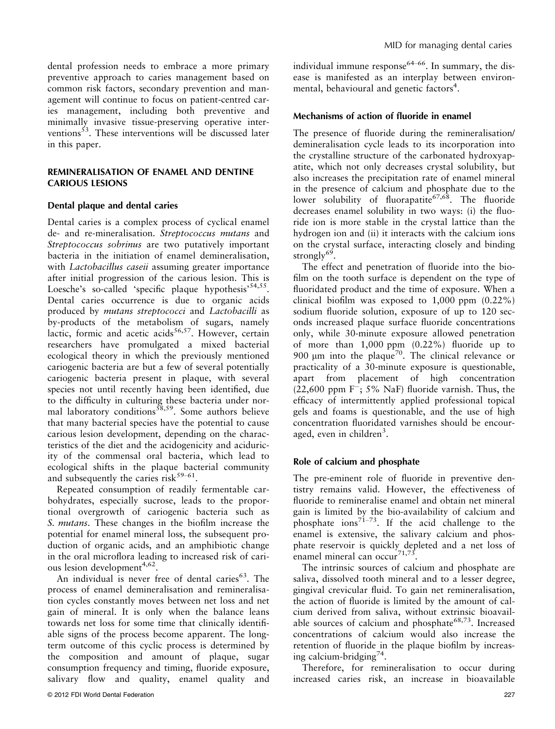dental profession needs to embrace a more primary preventive approach to caries management based on common risk factors, secondary prevention and management will continue to focus on patient-centred caries management, including both preventive and minimally invasive tissue-preserving operative interventions[53]. These interventions will be discussed later in this paper.

## REMINERALISATION OF ENAMEL AND DENTINE CARIOUS LESIONS

### Dental plaque and dental caries

Dental caries is a complex process of cyclical enamel de- and re-mineralisation. *Streptococcus mutans* and *Streptococcus sobrinus* are two putatively important bacteria in the initiation of enamel demineralisation, with *Lactobacillus caseii* assuming greater importance after initial progression of the carious lesion. This is Loesche's so-called 'specific plaque hypothesis'[54,55]. Dental caries occurrence is due to organic acids produced by *mutans streptococci* and *Lactobacilli* as by-products of the metabolism of sugars, namely lactic, formic and acetic acids[56,57]. However, certain researchers have promulgated a mixed bacterial ecological theory in which the previously mentioned cariogenic bacteria are but a few of several potentially cariogenic bacteria present in plaque, with several species not until recently having been identified, due to the difficulty in culturing these bacteria under normal laboratory conditions[58,59]. Some authors believe that many bacterial species have the potential to cause carious lesion development, depending on the characteristics of the diet and the acidogenicity and aciduricity of the commensal oral bacteria, which lead to ecological shifts in the plaque bacterial community and subsequently the caries risk[59–61].

Repeated consumption of readily fermentable carbohydrates, especially sucrose, leads to the proportional overgrowth of cariogenic bacteria such as *S. mutans*. These changes in the biofilm increase the potential for enamel mineral loss, the subsequent production of organic acids, and an amphibiotic change in the oral microflora leading to increased risk of carious lesion development[4,62].

An individual is never free of dental caries[63]. The process of enamel demineralisation and remineralisation cycles constantly moves between net loss and net gain of mineral. It is only when the balance leans towards net loss for some time that clinically identifiable signs of the process become apparent. The long-term outcome of this cyclic process is determined by the composition and amount of plaque, sugar consumption frequency and timing, fluoride exposure, salivary flow and quality, enamel quality and individual immune response[64–66]. In summary, the disease is manifested as an interplay between environmental, behavioural and genetic factors[4].

### Mechanisms of action of fluoride in enamel

The presence of fluoride during the remineralisation/demineralisation cycle leads to its incorporation into the crystalline structure of the carbonated hydroxyapatite, which not only decreases crystal solubility, but also increases the precipitation rate of enamel mineral in the presence of calcium and phosphate due to the lower solubility of fluorapatite[67,68]. The fluoride decreases enamel solubility in two ways: (i) the fluoride ion is more stable in the crystal lattice than the hydrogen ion and (ii) it interacts with the calcium ions on the crystal surface, interacting closely and binding strongly[69].

The effect and penetration of fluoride into the biofilm on the tooth surface is dependent on the type of fluoridated product and the time of exposure. When a clinical biofilm was exposed to 1,000 ppm (0.22%) sodium fluoride solution, exposure of up to 120 seconds increased plaque surface fluoride concentrations only, while 30-minute exposure allowed penetration of more than 1,000 ppm (0.22%) fluoride up to 900 μm into the plaque[70]. The clinical relevance or practicality of a 30-minute exposure is questionable, apart from placement of high concentration (22,600 ppm $F^-$; 5% NaF) fluoride varnish. Thus, the efficacy of intermittently applied professional topical gels and foams is questionable, and the use of high concentration fluoridated varnishes should be encouraged, even in children[3].

### Role of calcium and phosphate

The pre-eminent role of fluoride in preventive dentistry remains valid. However, the effectiveness of fluoride to remineralise enamel and obtain net mineral gain is limited by the bio-availability of calcium and phosphate ions[71–73]. If the acid challenge to the enamel is extensive, the salivary calcium and phosphate reservoir is quickly depleted and a net loss of enamel mineral can occur[71,73].

The intrinsic sources of calcium and phosphate are saliva, dissolved tooth mineral and to a lesser degree, gingival crevicular fluid. To gain net remineralisation, the action of fluoride is limited by the amount of calcium derived from saliva, without extrinsic bioavailable sources of calcium and phosphate[68,73]. Increased concentrations of calcium would also increase the retention of fluoride in the plaque biofilm by increasing calcium-bridging[74].

Therefore, for remineralisation to occur during increased caries risk, an increase in bioavailable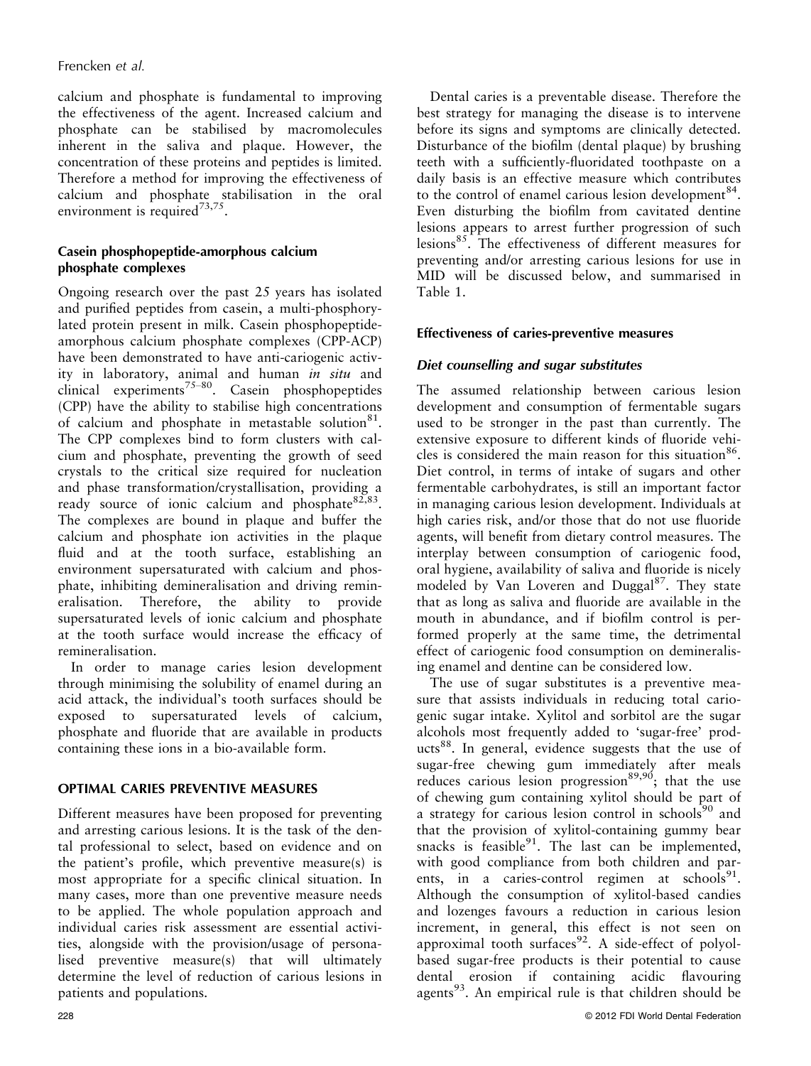calcium and phosphate is fundamental to improving the effectiveness of the agent. Increased calcium and phosphate can be stabilised by macromolecules inherent in the saliva and plaque. However, the concentration of these proteins and peptides is limited. Therefore a method for improving the effectiveness of calcium and phosphate stabilisation in the oral environment is required[73,75].

### Casein phosphopeptide-amorphous calcium phosphate complexes

Ongoing research over the past 25 years has isolated and purified peptides from casein, a multi-phosphorylated protein present in milk. Casein phosphopeptide-amorphous calcium phosphate complexes (CPP-ACP) have been demonstrated to have anti-cariogenic activity in laboratory, animal and human *in situ* and clinical experiments[75–80]. Casein phosphopeptides (CPP) have the ability to stabilise high concentrations of calcium and phosphate in metastable solution[81]. The CPP complexes bind to form clusters with calcium and phosphate, preventing the growth of seed crystals to the critical size required for nucleation and phase transformation/crystallisation, providing a ready source of ionic calcium and phosphate[82,83]. The complexes are bound in plaque and buffer the calcium and phosphate ion activities in the plaque fluid and at the tooth surface, establishing an environment supersaturated with calcium and phosphate, inhibiting demineralisation and driving remineralisation. Therefore, the ability to provide supersaturated levels of ionic calcium and phosphate at the tooth surface would increase the efficacy of remineralisation.

In order to manage caries lesion development through minimising the solubility of enamel during an acid attack, the individual's tooth surfaces should be exposed to supersaturated levels of calcium, phosphate and fluoride that are available in products containing these ions in a bio-available form.

## OPTIMAL CARIES PREVENTIVE MEASURES

Different measures have been proposed for preventing and arresting carious lesions. It is the task of the dental professional to select, based on evidence and on the patient's profile, which preventive measure(s) is most appropriate for a specific clinical situation. In many cases, more than one preventive measure needs to be applied. The whole population approach and individual caries risk assessment are essential activities, alongside with the provision/usage of personalised preventive measure(s) that will ultimately determine the level of reduction of carious lesions in patients and populations.

Dental caries is a preventable disease. Therefore the best strategy for managing the disease is to intervene before its signs and symptoms are clinically detected. Disturbance of the biofilm (dental plaque) by brushing teeth with a sufficiently-fluoridated toothpaste on a daily basis is an effective measure which contributes to the control of enamel carious lesion development[84]. Even disturbing the biofilm from cavitated dentine lesions appears to arrest further progression of such lesions[85]. The effectiveness of different measures for preventing and/or arresting carious lesions for use in MID will be discussed below, and summarised in Table 1.

### Effectiveness of caries-preventive measures

#### *Diet counselling and sugar substitutes*

The assumed relationship between carious lesion development and consumption of fermentable sugars used to be stronger in the past than currently. The extensive exposure to different kinds of fluoride vehicles is considered the main reason for this situation[86]. Diet control, in terms of intake of sugars and other fermentable carbohydrates, is still an important factor in managing carious lesion development. Individuals at high caries risk, and/or those that do not use fluoride agents, will benefit from dietary control measures. The interplay between consumption of cariogenic food, oral hygiene, availability of saliva and fluoride is nicely modeled by Van Loveren and Duggal[87]. They state that as long as saliva and fluoride are available in the mouth in abundance, and if biofilm control is performed properly at the same time, the detrimental effect of cariogenic food consumption on demineralising enamel and dentine can be considered low.

The use of sugar substitutes is a preventive measure that assists individuals in reducing total cariogenic sugar intake. Xylitol and sorbitol are the sugar alcohols most frequently added to 'sugar-free' products[88]. In general, evidence suggests that the use of sugar-free chewing gum immediately after meals reduces carious lesion progression[89,90]; that the use of chewing gum containing xylitol should be part of a strategy for carious lesion control in schools[90] and that the provision of xylitol-containing gummy bear snacks is feasible[91]. The last can be implemented, with good compliance from both children and parents, in a caries-control regimen at schools[91]. Although the consumption of xylitol-based candies and lozenges favours a reduction in carious lesion increment, in general, this effect is not seen on approximal tooth surfaces[92]. A side-effect of polyol-based sugar-free products is their potential to cause dental erosion if containing acidic flavouring agents[93]. An empirical rule is that children should be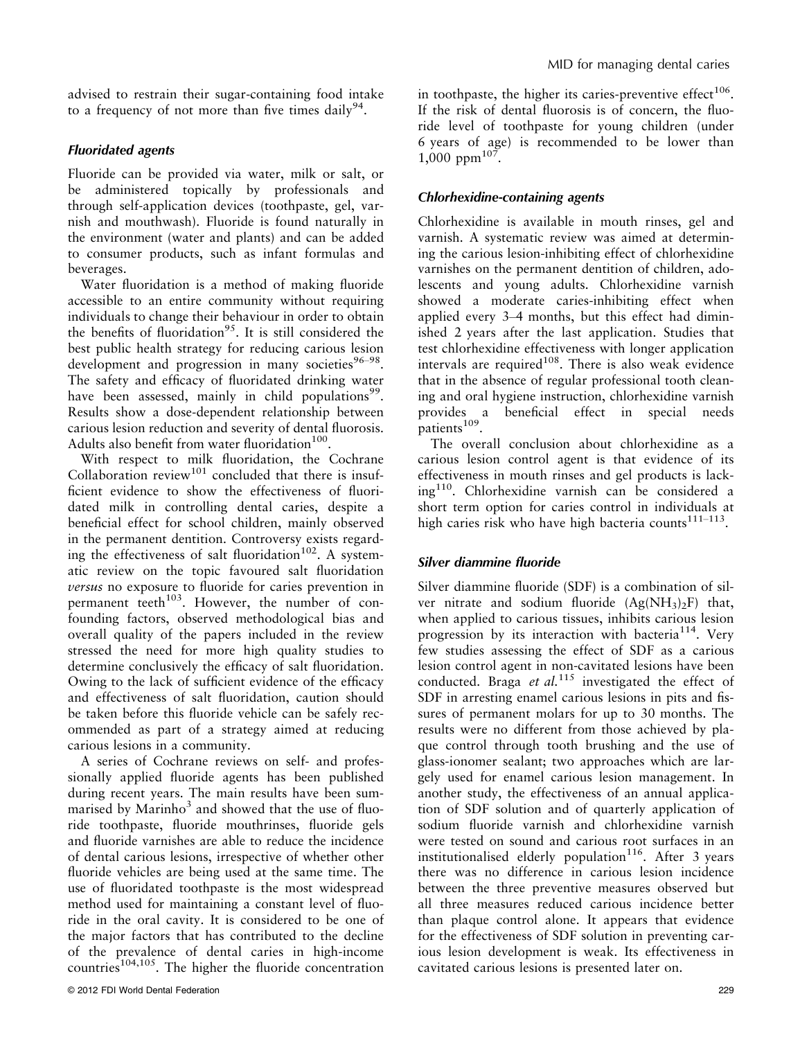advised to restrain their sugar-containing food intake to a frequency of not more than five times daily[94].

### *Fluoridated agents*

Fluoride can be provided via water, milk or salt, or be administered topically by professionals and through self-application devices (toothpaste, gel, varnish and mouthwash). Fluoride is found naturally in the environment (water and plants) and can be added to consumer products, such as infant formulas and beverages.

Water fluoridation is a method of making fluoride accessible to an entire community without requiring individuals to change their behaviour in order to obtain the benefits of fluoridation[95]. It is still considered the best public health strategy for reducing carious lesion development and progression in many societies[96–98]. The safety and efficacy of fluoridated drinking water have been assessed, mainly in child populations[99]. Results show a dose-dependent relationship between carious lesion reduction and severity of dental fluorosis. Adults also benefit from water fluoridation[100].

With respect to milk fluoridation, the Cochrane Collaboration review[101] concluded that there is insufficient evidence to show the effectiveness of fluoridated milk in controlling dental caries, despite a beneficial effect for school children, mainly observed in the permanent dentition. Controversy exists regarding the effectiveness of salt fluoridation[102]. A systematic review on the topic favoured salt fluoridation *versus* no exposure to fluoride for caries prevention in permanent teeth[103]. However, the number of confounding factors, observed methodological bias and overall quality of the papers included in the review stressed the need for more high quality studies to determine conclusively the efficacy of salt fluoridation. Owing to the lack of sufficient evidence of the efficacy and effectiveness of salt fluoridation, caution should be taken before this fluoride vehicle can be safely recommended as part of a strategy aimed at reducing carious lesions in a community.

A series of Cochrane reviews on self- and professionally applied fluoride agents has been published during recent years. The main results have been summarised by Marinho[3] and showed that the use of fluoride toothpaste, fluoride mouthrinses, fluoride gels and fluoride varnishes are able to reduce the incidence of dental carious lesions, irrespective of whether other fluoride vehicles are being used at the same time. The use of fluoridated toothpaste is the most widespread method used for maintaining a constant level of fluoride in the oral cavity. It is considered to be one of the major factors that has contributed to the decline of the prevalence of dental caries in high-income countries[104,105]. The higher the fluoride concentration in toothpaste, the higher its caries-preventive effect[106]. If the risk of dental fluorosis is of concern, the fluoride level of toothpaste for young children (under 6 years of age) is recommended to be lower than 1,000 ppm[107].

### *Chlorhexidine-containing agents*

Chlorhexidine is available in mouth rinses, gel and varnish. A systematic review was aimed at determining the carious lesion-inhibiting effect of chlorhexidine varnishes on the permanent dentition of children, adolescents and young adults. Chlorhexidine varnish showed a moderate caries-inhibiting effect when applied every 3–4 months, but this effect had diminished 2 years after the last application. Studies that test chlorhexidine effectiveness with longer application intervals are required[108]. There is also weak evidence that in the absence of regular professional tooth cleaning and oral hygiene instruction, chlorhexidine varnish provides a beneficial effect in special needs patients[109].

The overall conclusion about chlorhexidine as a carious lesion control agent is that evidence of its effectiveness in mouth rinses and gel products is lacking[110]. Chlorhexidine varnish can be considered a short term option for caries control in individuals at high caries risk who have high bacteria counts[111–113].

### *Silver diammine fluoride*

Silver diammine fluoride (SDF) is a combination of silver nitrate and sodium fluoride ($Ag(NH_3)_2F$) that, when applied to carious tissues, inhibits carious lesion progression by its interaction with bacteria[114]. Very few studies assessing the effect of SDF as a carious lesion control agent in non-cavitated lesions have been conducted. Braga *et al.*[115] investigated the effect of SDF in arresting enamel carious lesions in pits and fissures of permanent molars for up to 30 months. The results were no different from those achieved by plaque control through tooth brushing and the use of glass-ionomer sealant; two approaches which are largely used for enamel carious lesion management. In another study, the effectiveness of an annual application of SDF solution and of quarterly application of sodium fluoride varnish and chlorhexidine varnish were tested on sound and carious root surfaces in an institutionalised elderly population[116]. After 3 years there was no difference in carious lesion incidence between the three preventive measures observed but all three measures reduced carious incidence better than plaque control alone. It appears that evidence for the effectiveness of SDF solution in preventing carious lesion development is weak. Its effectiveness in cavitated carious lesions is presented later on.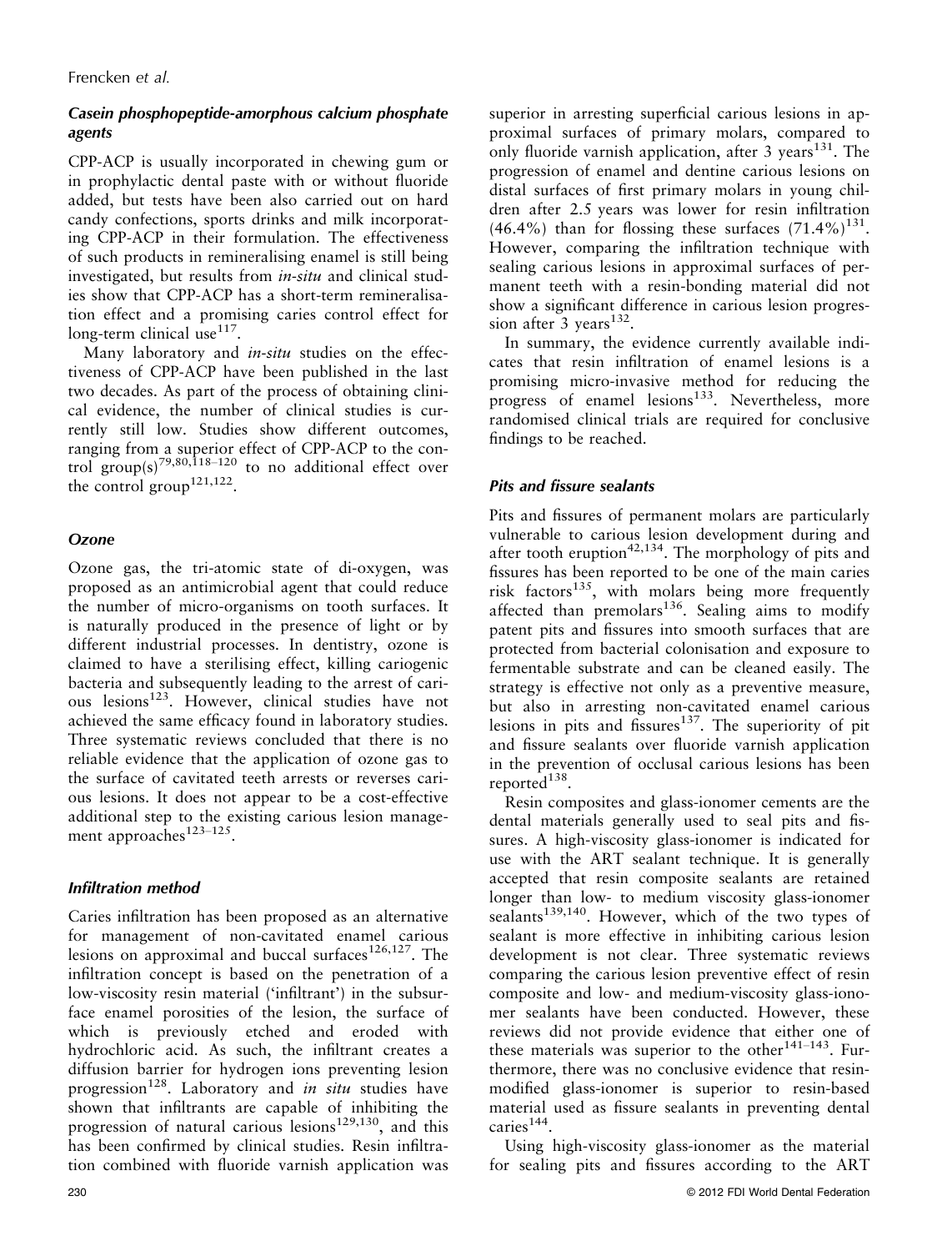### Casein phosphopeptide-amorphous calcium phosphate agents

CPP-ACP is usually incorporated in chewing gum or in prophylactic dental paste with or without fluoride added, but tests have been also carried out on hard candy confections, sports drinks and milk incorporating CPP-ACP in their formulation. The effectiveness of such products in remineralising enamel is still being investigated, but results from *in-situ* and clinical studies show that CPP-ACP has a short-term remineralisation effect and a promising caries control effect for long-term clinical use[117].

Many laboratory and *in-situ* studies on the effectiveness of CPP-ACP have been published in the last two decades. As part of the process of obtaining clinical evidence, the number of clinical studies is currently still low. Studies show different outcomes, ranging from a superior effect of CPP-ACP to the control group(s)[79,80,118–120] to no additional effect over the control group[121,122].

### Ozone

Ozone gas, the tri-atomic state of di-oxygen, was proposed as an antimicrobial agent that could reduce the number of micro-organisms on tooth surfaces. It is naturally produced in the presence of light or by different industrial processes. In dentistry, ozone is claimed to have a sterilising effect, killing cariogenic bacteria and subsequently leading to the arrest of carious lesions[123]. However, clinical studies have not achieved the same efficacy found in laboratory studies. Three systematic reviews concluded that there is no reliable evidence that the application of ozone gas to the surface of cavitated teeth arrests or reverses carious lesions. It does not appear to be a cost-effective additional step to the existing carious lesion management approaches[123–125].

### Infiltration method

Caries infiltration has been proposed as an alternative for management of non-cavitated enamel carious lesions on approximal and buccal surfaces[126,127]. The infiltration concept is based on the penetration of a low-viscosity resin material ('infiltrant') in the subsurface enamel porosities of the lesion, the surface of which is previously etched and eroded with hydrochloric acid. As such, the infiltrant creates a diffusion barrier for hydrogen ions preventing lesion progression[128]. Laboratory and *in situ* studies have shown that infiltrants are capable of inhibiting the progression of natural carious lesions[129,130], and this has been confirmed by clinical studies. Resin infiltration combined with fluoride varnish application was superior in arresting superficial carious lesions in approximal surfaces of primary molars, compared to only fluoride varnish application, after 3 years[131]. The progression of enamel and dentine carious lesions on distal surfaces of first primary molars in young children after 2.5 years was lower for resin infiltration (46.4%) than for flossing these surfaces (71.4%)[131]. However, comparing the infiltration technique with sealing carious lesions in approximal surfaces of permanent teeth with a resin-bonding material did not show a significant difference in carious lesion progression after 3 years[132].

In summary, the evidence currently available indicates that resin infiltration of enamel lesions is a promising micro-invasive method for reducing the progress of enamel lesions[133]. Nevertheless, more randomised clinical trials are required for conclusive findings to be reached.

### Pits and fissure sealants

Pits and fissures of permanent molars are particularly vulnerable to carious lesion development during and after tooth eruption[42,134]. The morphology of pits and fissures has been reported to be one of the main caries risk factors[135], with molars being more frequently affected than premolars[136]. Sealing aims to modify patent pits and fissures into smooth surfaces that are protected from bacterial colonisation and exposure to fermentable substrate and can be cleaned easily. The strategy is effective not only as a preventive measure, but also in arresting non-cavitated enamel carious lesions in pits and fissures[137]. The superiority of pit and fissure sealants over fluoride varnish application in the prevention of occlusal carious lesions has been reported[138].

Resin composites and glass-ionomer cements are the dental materials generally used to seal pits and fissures. A high-viscosity glass-ionomer is indicated for use with the ART sealant technique. It is generally accepted that resin composite sealants are retained longer than low- to medium viscosity glass-ionomer sealants[139,140]. However, which of the two types of sealant is more effective in inhibiting carious lesion development is not clear. Three systematic reviews comparing the carious lesion preventive effect of resin composite and low- and medium-viscosity glass-ionomer sealants have been conducted. However, these reviews did not provide evidence that either one of these materials was superior to the other[141–143]. Furthermore, there was no conclusive evidence that resin-modified glass-ionomer is superior to resin-based material used as fissure sealants in preventing dental caries[144].

Using high-viscosity glass-ionomer as the material for sealing pits and fissures according to the ART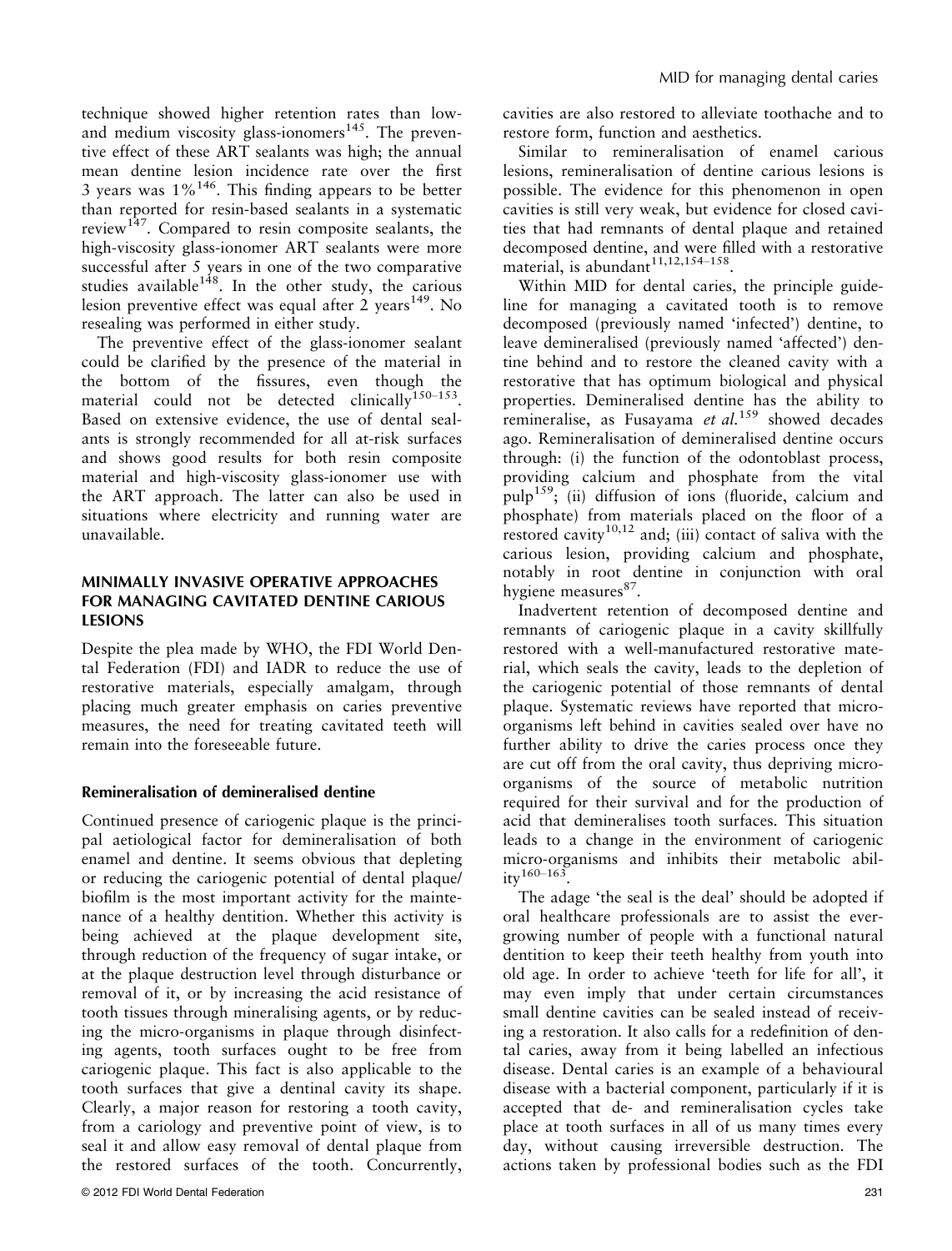technique showed higher retention rates than low- and medium viscosity glass-ionomers[145]. The preventive effect of these ART sealants was high; the annual mean dentine lesion incidence rate over the first 3 years was 1%[146]. This finding appears to be better than reported for resin-based sealants in a systematic review[147]. Compared to resin composite sealants, the high-viscosity glass-ionomer ART sealants were more successful after 5 years in one of the two comparative studies available[148]. In the other study, the carious lesion preventive effect was equal after 2 years[149]. No resealing was performed in either study.

The preventive effect of the glass-ionomer sealant could be clarified by the presence of the material in the bottom of the fissures, even though the material could not be detected clinically[150–153]. Based on extensive evidence, the use of dental sealants is strongly recommended for all at-risk surfaces and shows good results for both resin composite material and high-viscosity glass-ionomer use with the ART approach. The latter can also be used in situations where electricity and running water are unavailable.

## MINIMALLY INVASIVE OPERATIVE APPROACHES FOR MANAGING CAVITATED DENTINE CARIOUS LESIONS

Despite the plea made by WHO, the FDI World Dental Federation (FDI) and IADR to reduce the use of restorative materials, especially amalgam, through placing much greater emphasis on caries preventive measures, the need for treating cavitated teeth will remain into the foreseeable future.

### Remineralisation of demineralised dentine

Continued presence of cariogenic plaque is the principal aetiological factor for demineralisation of both enamel and dentine. It seems obvious that depleting or reducing the cariogenic potential of dental plaque/biofilm is the most important activity for the maintenance of a healthy dentition. Whether this activity is being achieved at the plaque development site, through reduction of the frequency of sugar intake, or at the plaque destruction level through disturbance or removal of it, or by increasing the acid resistance of tooth tissues through mineralising agents, or by reducing the micro-organisms in plaque through disinfecting agents, tooth surfaces ought to be free from cariogenic plaque. This fact is also applicable to the tooth surfaces that give a dentinal cavity its shape. Clearly, a major reason for restoring a tooth cavity, from a cariology and preventive point of view, is to seal it and allow easy removal of dental plaque from the restored surfaces of the tooth. Concurrently, cavities are also restored to alleviate toothache and to restore form, function and aesthetics.

Similar to remineralisation of enamel carious lesions, remineralisation of dentine carious lesions is possible. The evidence for this phenomenon in open cavities is still very weak, but evidence for closed cavities that had remnants of dental plaque and retained decomposed dentine, and were filled with a restorative material, is abundant[11,12,154–158].

Within MID for dental caries, the principle guideline for managing a cavitated tooth is to remove decomposed (previously named 'infected') dentine, to leave demineralised (previously named 'affected') dentine behind and to restore the cleaned cavity with a restorative that has optimum biological and physical properties. Demineralised dentine has the ability to remineralise, as Fusayama *et al.*[159] showed decades ago. Remineralisation of demineralised dentine occurs through: (i) the function of the odontoblast process, providing calcium and phosphate from the vital pulp[159]; (ii) diffusion of ions (fluoride, calcium and phosphate) from materials placed on the floor of a restored cavity[10,12] and; (iii) contact of saliva with the carious lesion, providing calcium and phosphate, notably in root dentine in conjunction with oral hygiene measures[87].

Inadvertent retention of decomposed dentine and remnants of cariogenic plaque in a cavity skillfully restored with a well-manufactured restorative material, which seals the cavity, leads to the depletion of the cariogenic potential of those remnants of dental plaque. Systematic reviews have reported that micro-organisms left behind in cavities sealed over have no further ability to drive the caries process once they are cut off from the oral cavity, thus depriving micro-organisms of the source of metabolic nutrition required for their survival and for the production of acid that demineralises tooth surfaces. This situation leads to a change in the environment of cariogenic micro-organisms and inhibits their metabolic ability[160–163].

The adage 'the seal is the deal' should be adopted if oral healthcare professionals are to assist the ever-growing number of people with a functional natural dentition to keep their teeth healthy from youth into old age. In order to achieve 'teeth for life for all', it may even imply that under certain circumstances small dentine cavities can be sealed instead of receiving a restoration. It also calls for a redefinition of dental caries, away from it being labelled an infectious disease. Dental caries is an example of a behavioural disease with a bacterial component, particularly if it is accepted that de- and remineralisation cycles take place at tooth surfaces in all of us many times every day, without causing irreversible destruction. The actions taken by professional bodies such as the FDI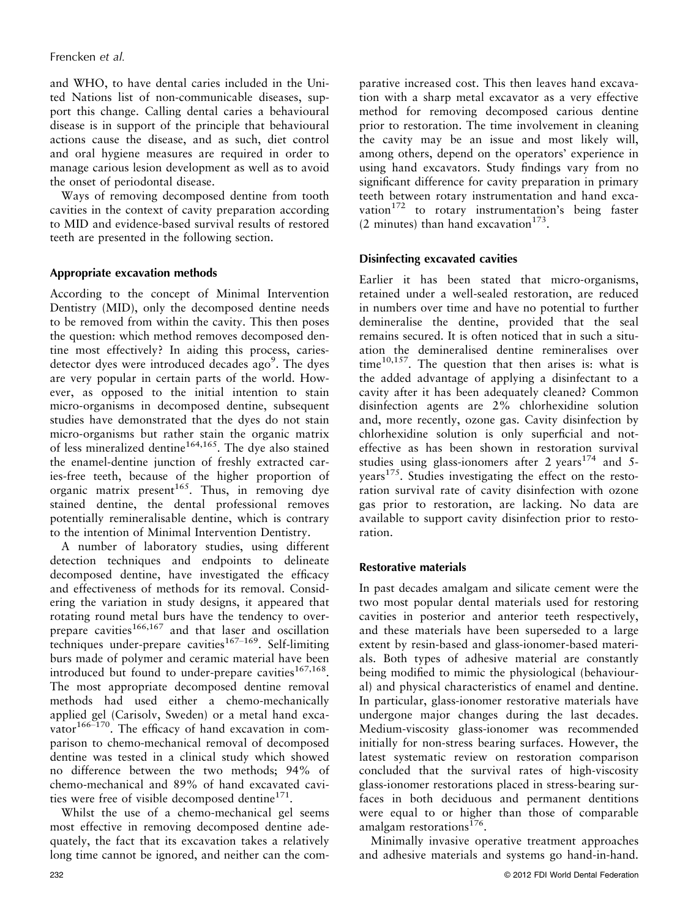and WHO, to have dental caries included in the United Nations list of non-communicable diseases, support this change. Calling dental caries a behavioural disease is in support of the principle that behavioural actions cause the disease, and as such, diet control and oral hygiene measures are required in order to manage carious lesion development as well as to avoid the onset of periodontal disease.

Ways of removing decomposed dentine from tooth cavities in the context of cavity preparation according to MID and evidence-based survival results of restored teeth are presented in the following section.

### Appropriate excavation methods

According to the concept of Minimal Intervention Dentistry (MID), only the decomposed dentine needs to be removed from within the cavity. This then poses the question: which method removes decomposed dentine most effectively? In aiding this process, caries-detector dyes were introduced decades ago[9]. The dyes are very popular in certain parts of the world. However, as opposed to the initial intention to stain micro-organisms in decomposed dentine, subsequent studies have demonstrated that the dyes do not stain micro-organisms but rather stain the organic matrix of less mineralized dentine[164,165]. The dye also stained the enamel-dentine junction of freshly extracted caries-free teeth, because of the higher proportion of organic matrix present[165]. Thus, in removing dye stained dentine, the dental professional removes potentially remineralisable dentine, which is contrary to the intention of Minimal Intervention Dentistry.

A number of laboratory studies, using different detection techniques and endpoints to delineate decomposed dentine, have investigated the efficacy and effectiveness of methods for its removal. Considering the variation in study designs, it appeared that rotating round metal burs have the tendency to over-prepare cavities[166,167] and that laser and oscillation techniques under-prepare cavities[167–169]. Self-limiting burs made of polymer and ceramic material have been introduced but found to under-prepare cavities[167,168]. The most appropriate decomposed dentine removal methods had used either a chemo-mechanically applied gel (Carisolv, Sweden) or a metal hand excavator[166–170]. The efficacy of hand excavation in comparison to chemo-mechanical removal of decomposed dentine was tested in a clinical study which showed no difference between the two methods; 94% of chemo-mechanical and 89% of hand excavated cavities were free of visible decomposed dentine[171].

Whilst the use of a chemo-mechanical gel seems most effective in removing decomposed dentine adequately, the fact that its excavation takes a relatively long time cannot be ignored, and neither can the comparative increased cost. This then leaves hand excavation with a sharp metal excavator as a very effective method for removing decomposed carious dentine prior to restoration. The time involvement in cleaning the cavity may be an issue and most likely will, among others, depend on the operators' experience in using hand excavators. Study findings vary from no significant difference for cavity preparation in primary teeth between rotary instrumentation and hand excavation[172] to rotary instrumentation's being faster (2 minutes) than hand excavation[173].

### Disinfecting excavated cavities

Earlier it has been stated that micro-organisms, retained under a well-sealed restoration, are reduced in numbers over time and have no potential to further demineralise the dentine, provided that the seal remains secured. It is often noticed that in such a situation the demineralised dentine remineralises over time[10,157]. The question that then arises is: what is the added advantage of applying a disinfectant to a cavity after it has been adequately cleaned? Common disinfection agents are 2% chlorhexidine solution and, more recently, ozone gas. Cavity disinfection by chlorhexidine solution is only superficial and not-effective as has been shown in restoration survival studies using glass-ionomers after 2 years[174] and 5-years[175]. Studies investigating the effect on the restoration survival rate of cavity disinfection with ozone gas prior to restoration, are lacking. No data are available to support cavity disinfection prior to restoration.

### Restorative materials

In past decades amalgam and silicate cement were the two most popular dental materials used for restoring cavities in posterior and anterior teeth respectively, and these materials have been superseded to a large extent by resin-based and glass-ionomer-based materials. Both types of adhesive material are constantly being modified to mimic the physiological (behavioural) and physical characteristics of enamel and dentine. In particular, glass-ionomer restorative materials have undergone major changes during the last decades. Medium-viscosity glass-ionomer was recommended initially for non-stress bearing surfaces. However, the latest systematic review on restoration comparison concluded that the survival rates of high-viscosity glass-ionomer restorations placed in stress-bearing surfaces in both deciduous and permanent dentitions were equal to or higher than those of comparable amalgam restorations[176].

Minimally invasive operative treatment approaches and adhesive materials and systems go hand-in-hand.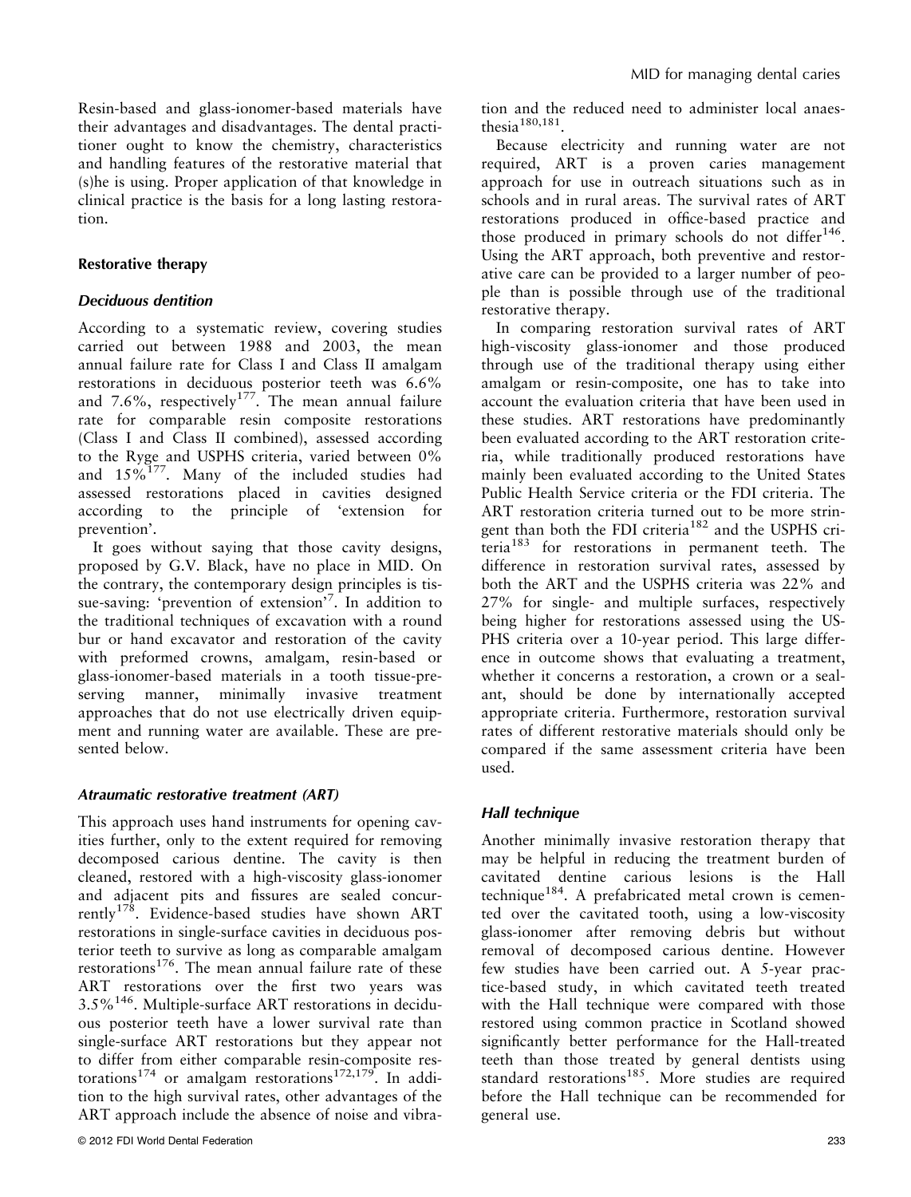Resin-based and glass-ionomer-based materials have their advantages and disadvantages. The dental practitioner ought to know the chemistry, characteristics and handling features of the restorative material that (s)he is using. Proper application of that knowledge in clinical practice is the basis for a long lasting restoration.

### Restorative therapy

#### *Deciduous dentition*

According to a systematic review, covering studies carried out between 1988 and 2003, the mean annual failure rate for Class I and Class II amalgam restorations in deciduous posterior teeth was 6.6% and 7.6%, respectively[177]. The mean annual failure rate for comparable resin composite restorations (Class I and Class II combined), assessed according to the Ryge and USPHS criteria, varied between 0% and 15%[177]. Many of the included studies had assessed restorations placed in cavities designed according to the principle of 'extension for prevention'.

It goes without saying that those cavity designs, proposed by G.V. Black, have no place in MID. On the contrary, the contemporary design principles is tissue-saving: 'prevention of extension'[7]. In addition to the traditional techniques of excavation with a round bur or hand excavator and restoration of the cavity with preformed crowns, amalgam, resin-based or glass-ionomer-based materials in a tooth tissue-preserving manner, minimally invasive treatment approaches that do not use electrically driven equipment and running water are available. These are presented below.

#### *Atraumatic restorative treatment (ART)*

This approach uses hand instruments for opening cavities further, only to the extent required for removing decomposed carious dentine. The cavity is then cleaned, restored with a high-viscosity glass-ionomer and adjacent pits and fissures are sealed concurrently[178]. Evidence-based studies have shown ART restorations in single-surface cavities in deciduous posterior teeth to survive as long as comparable amalgam restorations[176]. The mean annual failure rate of these ART restorations over the first two years was 3.5%[146]. Multiple-surface ART restorations in deciduous posterior teeth have a lower survival rate than single-surface ART restorations but they appear not to differ from either comparable resin-composite restorations[174] or amalgam restorations[172,179]. In addition to the high survival rates, other advantages of the ART approach include the absence of noise and vibration and the reduced need to administer local anaesthesia[180,181].

Because electricity and running water are not required, ART is a proven caries management approach for use in outreach situations such as in schools and in rural areas. The survival rates of ART restorations produced in office-based practice and those produced in primary schools do not differ[146]. Using the ART approach, both preventive and restorative care can be provided to a larger number of people than is possible through use of the traditional restorative therapy.

In comparing restoration survival rates of ART high-viscosity glass-ionomer and those produced through use of the traditional therapy using either amalgam or resin-composite, one has to take into account the evaluation criteria that have been used in these studies. ART restorations have predominantly been evaluated according to the ART restoration criteria, while traditionally produced restorations have mainly been evaluated according to the United States Public Health Service criteria or the FDI criteria. The ART restoration criteria turned out to be more stringent than both the FDI criteria[182] and the USPHS criteria[183] for restorations in permanent teeth. The difference in restoration survival rates, assessed by both the ART and the USPHS criteria was 22% and 27% for single- and multiple surfaces, respectively being higher for restorations assessed using the USPHS criteria over a 10-year period. This large difference in outcome shows that evaluating a treatment, whether it concerns a restoration, a crown or a sealant, should be done by internationally accepted appropriate criteria. Furthermore, restoration survival rates of different restorative materials should only be compared if the same assessment criteria have been used.

#### *Hall technique*

Another minimally invasive restoration therapy that may be helpful in reducing the treatment burden of cavitated dentine carious lesions is the Hall technique[184]. A prefabricated metal crown is cemented over the cavitated tooth, using a low-viscosity glass-ionomer after removing debris but without removal of decomposed carious dentine. However few studies have been carried out. A 5-year practice-based study, in which cavitated teeth treated with the Hall technique were compared with those restored using common practice in Scotland showed significantly better performance for the Hall-treated teeth than those treated by general dentists using standard restorations[185]. More studies are required before the Hall technique can be recommended for general use.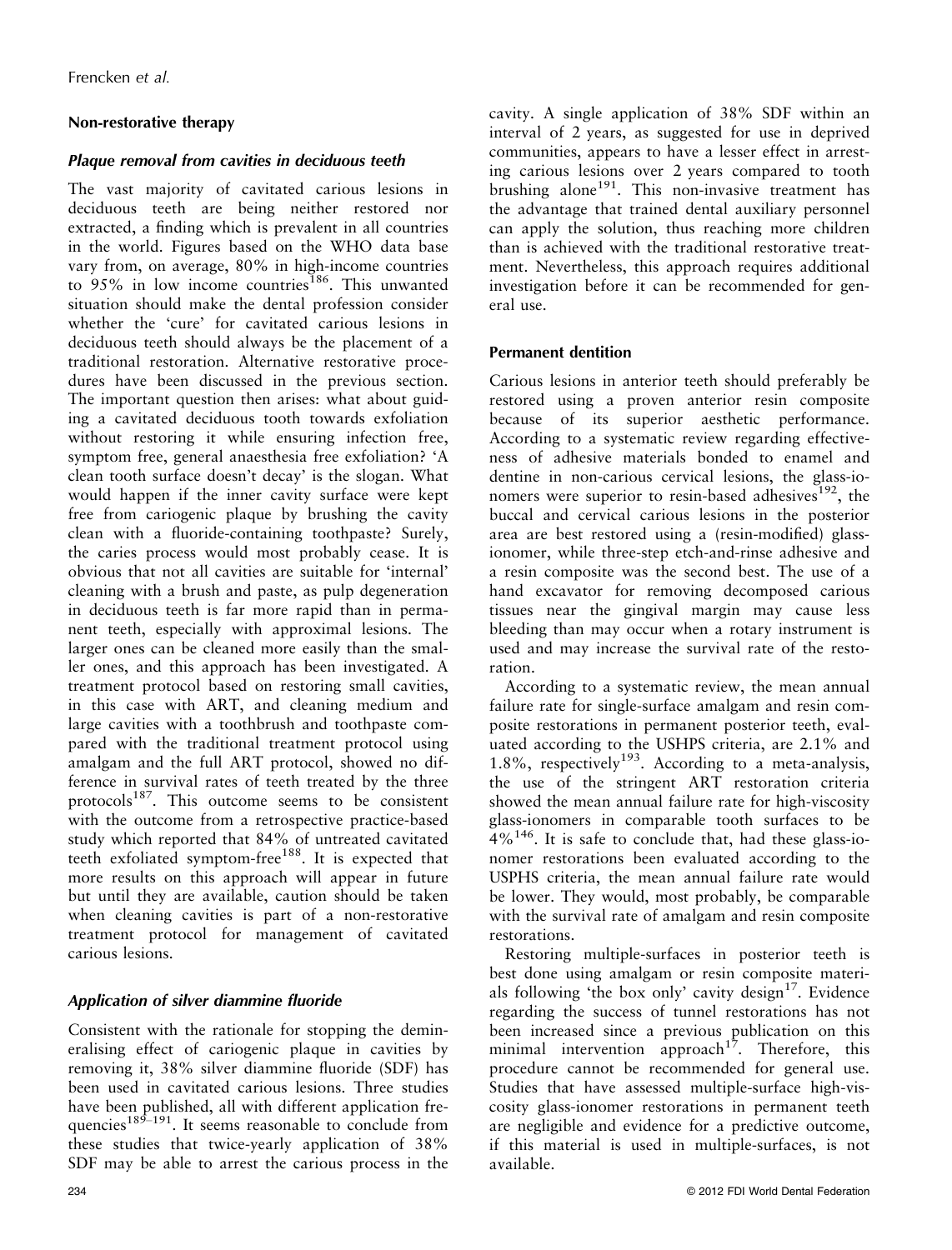## Non-restorative therapy

### *Plaque removal from cavities in deciduous teeth*

The vast majority of cavitated carious lesions in deciduous teeth are being neither restored nor extracted, a finding which is prevalent in all countries in the world. Figures based on the WHO data base vary from, on average, 80% in high-income countries to 95% in low income countries[186]. This unwanted situation should make the dental profession consider whether the 'cure' for cavitated carious lesions in deciduous teeth should always be the placement of a traditional restoration. Alternative restorative procedures have been discussed in the previous section. The important question then arises: what about guiding a cavitated deciduous tooth towards exfoliation without restoring it while ensuring infection free, symptom free, general anaesthesia free exfoliation? 'A clean tooth surface doesn't decay' is the slogan. What would happen if the inner cavity surface were kept free from cariogenic plaque by brushing the cavity clean with a fluoride-containing toothpaste? Surely, the caries process would most probably cease. It is obvious that not all cavities are suitable for 'internal' cleaning with a brush and paste, as pulp degeneration in deciduous teeth is far more rapid than in permanent teeth, especially with approximal lesions. The larger ones can be cleaned more easily than the smaller ones, and this approach has been investigated. A treatment protocol based on restoring small cavities, in this case with ART, and cleaning medium and large cavities with a toothbrush and toothpaste compared with the traditional treatment protocol using amalgam and the full ART protocol, showed no difference in survival rates of teeth treated by the three protocols[187]. This outcome seems to be consistent with the outcome from a retrospective practice-based study which reported that 84% of untreated cavitated teeth exfoliated symptom-free[188]. It is expected that more results on this approach will appear in future but until they are available, caution should be taken when cleaning cavities is part of a non-restorative treatment protocol for management of cavitated carious lesions.

### *Application of silver diammine fluoride*

Consistent with the rationale for stopping the demineralising effect of cariogenic plaque in cavities by removing it, 38% silver diammine fluoride (SDF) has been used in cavitated carious lesions. Three studies have been published, all with different application frequencies[189–191]. It seems reasonable to conclude from these studies that twice-yearly application of 38% SDF may be able to arrest the carious process in the cavity. A single application of 38% SDF within an interval of 2 years, as suggested for use in deprived communities, appears to have a lesser effect in arresting carious lesions over 2 years compared to tooth brushing alone[191]. This non-invasive treatment has the advantage that trained dental auxiliary personnel can apply the solution, thus reaching more children than is achieved with the traditional restorative treatment. Nevertheless, this approach requires additional investigation before it can be recommended for general use.

## Permanent dentition

Carious lesions in anterior teeth should preferably be restored using a proven anterior resin composite because of its superior aesthetic performance. According to a systematic review regarding effectiveness of adhesive materials bonded to enamel and dentine in non-carious cervical lesions, the glass-ionomers were superior to resin-based adhesives[192], the buccal and cervical carious lesions in the posterior area are best restored using a (resin-modified) glass-ionomer, while three-step etch-and-rinse adhesive and a resin composite was the second best. The use of a hand excavator for removing decomposed carious tissues near the gingival margin may cause less bleeding than may occur when a rotary instrument is used and may increase the survival rate of the restoration.

According to a systematic review, the mean annual failure rate for single-surface amalgam and resin composite restorations in permanent posterior teeth, evaluated according to the USHPS criteria, are 2.1% and 1.8%, respectively[193]. According to a meta-analysis, the use of the stringent ART restoration criteria showed the mean annual failure rate for high-viscosity glass-ionomers in comparable tooth surfaces to be 4%[146]. It is safe to conclude that, had these glass-ionomer restorations been evaluated according to the USPHS criteria, the mean annual failure rate would be lower. They would, most probably, be comparable with the survival rate of amalgam and resin composite restorations.

Restoring multiple-surfaces in posterior teeth is best done using amalgam or resin composite materials following 'the box only' cavity design[17]. Evidence regarding the success of tunnel restorations has not been increased since a previous publication on this minimal intervention approach[17]. Therefore, this procedure cannot be recommended for general use. Studies that have assessed multiple-surface high-viscosity glass-ionomer restorations in permanent teeth are negligible and evidence for a predictive outcome, if this material is used in multiple-surfaces, is not available.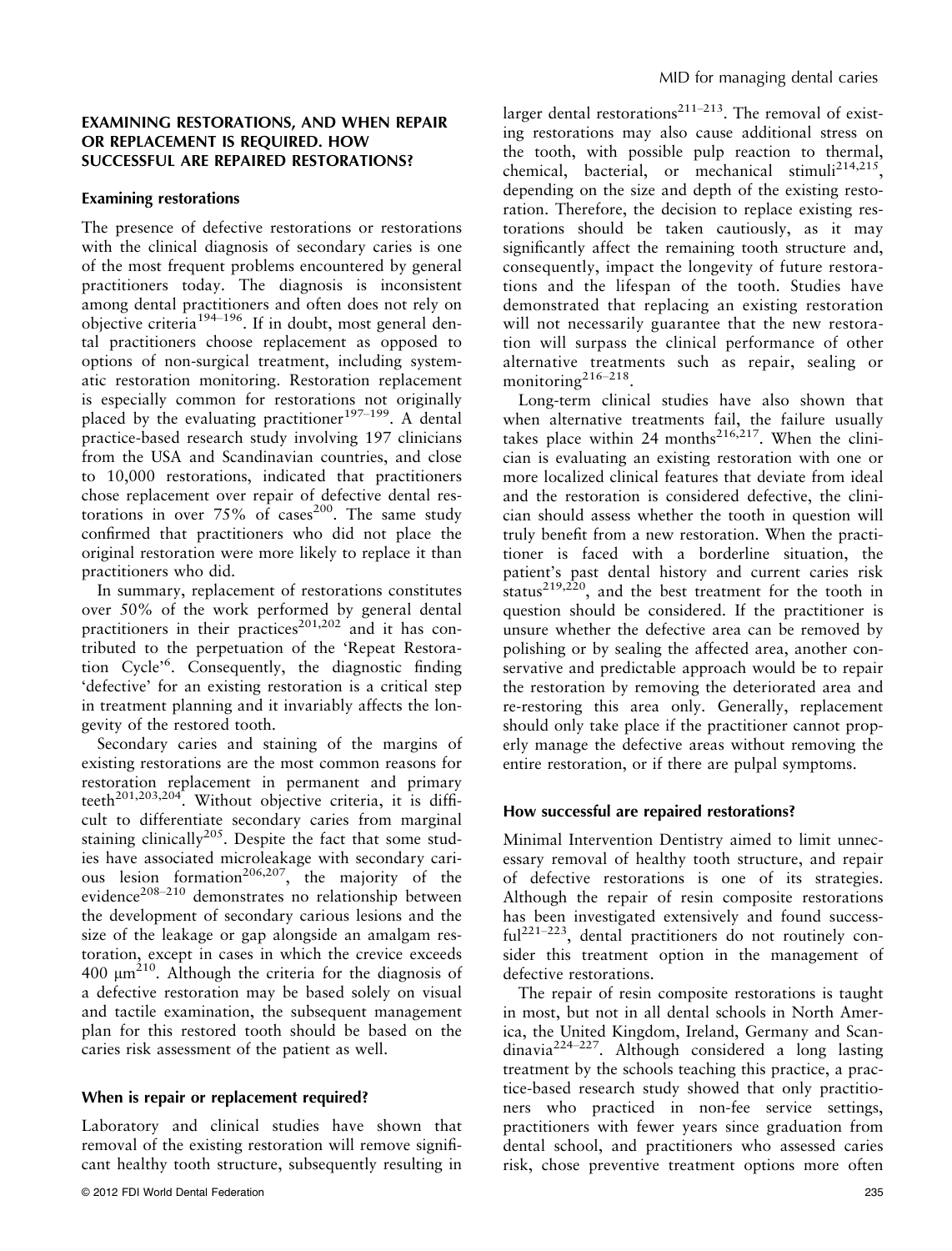## EXAMINING RESTORATIONS, AND WHEN REPAIR OR REPLACEMENT IS REQUIRED. HOW SUCCESSFUL ARE REPAIRED RESTORATIONS?

### Examining restorations

The presence of defective restorations or restorations with the clinical diagnosis of secondary caries is one of the most frequent problems encountered by general practitioners today. The diagnosis is inconsistent among dental practitioners and often does not rely on objective criteria[194–196]. If in doubt, most general dental practitioners choose replacement as opposed to options of non-surgical treatment, including systematic restoration monitoring. Restoration replacement is especially common for restorations not originally placed by the evaluating practitioner[197–199]. A dental practice-based research study involving 197 clinicians from the USA and Scandinavian countries, and close to 10,000 restorations, indicated that practitioners chose replacement over repair of defective dental restorations in over 75% of cases[200]. The same study confirmed that practitioners who did not place the original restoration were more likely to replace it than practitioners who did.

In summary, replacement of restorations constitutes over 50% of the work performed by general dental practitioners in their practices[201,202] and it has contributed to the perpetuation of the 'Repeat Restoration Cycle'[6]. Consequently, the diagnostic finding 'defective' for an existing restoration is a critical step in treatment planning and it invariably affects the longevity of the restored tooth.

Secondary caries and staining of the margins of existing restorations are the most common reasons for restoration replacement in permanent and primary teeth[201,203,204]. Without objective criteria, it is difficult to differentiate secondary caries from marginal staining clinically[205]. Despite the fact that some studies have associated microleakage with secondary carious lesion formation[206,207], the majority of the evidence[208–210] demonstrates no relationship between the development of secondary carious lesions and the size of the leakage or gap alongside an amalgam restoration, except in cases in which the crevice exceeds 400 μm[210]. Although the criteria for the diagnosis of a defective restoration may be based solely on visual and tactile examination, the subsequent management plan for this restored tooth should be based on the caries risk assessment of the patient as well.

### When is repair or replacement required?

Laboratory and clinical studies have shown that removal of the existing restoration will remove significant healthy tooth structure, subsequently resulting in larger dental restorations[211–213]. The removal of existing restorations may also cause additional stress on the tooth, with possible pulp reaction to thermal, chemical, bacterial, or mechanical stimuli[214,215], depending on the size and depth of the existing restoration. Therefore, the decision to replace existing restorations should be taken cautiously, as it may significantly affect the remaining tooth structure and, consequently, impact the longevity of future restorations and the lifespan of the tooth. Studies have demonstrated that replacing an existing restoration will not necessarily guarantee that the new restoration will surpass the clinical performance of other alternative treatments such as repair, sealing or monitoring[216–218].

Long-term clinical studies have also shown that when alternative treatments fail, the failure usually takes place within 24 months[216,217]. When the clinician is evaluating an existing restoration with one or more localized clinical features that deviate from ideal and the restoration is considered defective, the clinician should assess whether the tooth in question will truly benefit from a new restoration. When the practitioner is faced with a borderline situation, the patient's past dental history and current caries risk status[219,220], and the best treatment for the tooth in question should be considered. If the practitioner is unsure whether the defective area can be removed by polishing or by sealing the affected area, another conservative and predictable approach would be to repair the restoration by removing the deteriorated area and re-restoring this area only. Generally, replacement should only take place if the practitioner cannot properly manage the defective areas without removing the entire restoration, or if there are pulpal symptoms.

### How successful are repaired restorations?

Minimal Intervention Dentistry aimed to limit unnecessary removal of healthy tooth structure, and repair of defective restorations is one of its strategies. Although the repair of resin composite restorations has been investigated extensively and found successful[221–223], dental practitioners do not routinely consider this treatment option in the management of defective restorations.

The repair of resin composite restorations is taught in most, but not in all dental schools in North America, the United Kingdom, Ireland, Germany and Scandinavia[224–227]. Although considered a long lasting treatment by the schools teaching this practice, a practice-based research study showed that only practitioners who practiced in non-fee service settings, practitioners with fewer years since graduation from dental school, and practitioners who assessed caries risk, chose preventive treatment options more often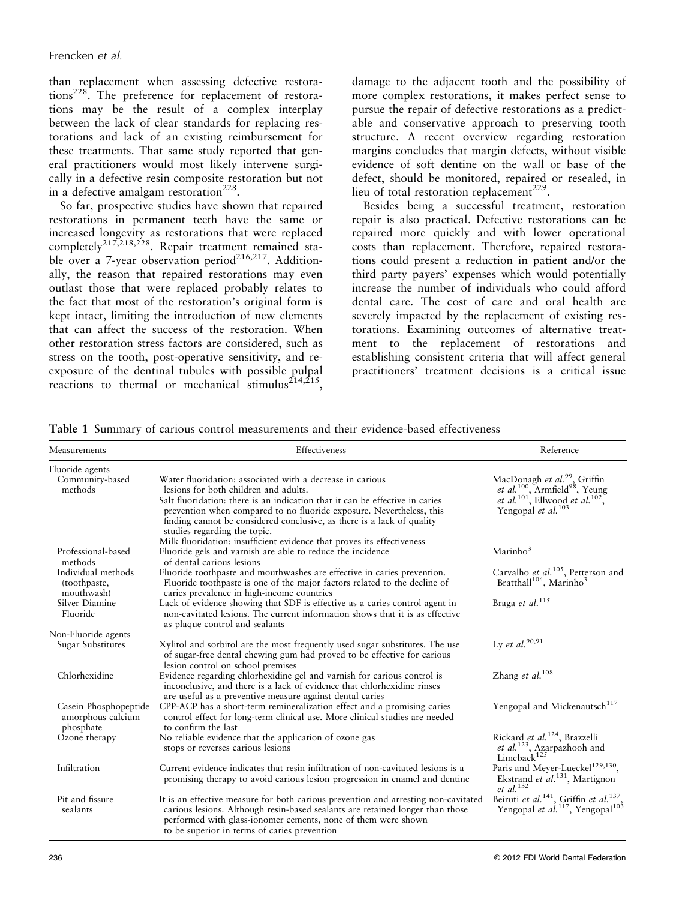than replacement when assessing defective restorations[228]. The preference for replacement of restorations may be the result of a complex interplay between the lack of clear standards for replacing restorations and lack of an existing reimbursement for these treatments. That same study reported that general practitioners would most likely intervene surgically in a defective resin composite restoration but not in a defective amalgam restoration[228].

So far, prospective studies have shown that repaired restorations in permanent teeth have the same or increased longevity as restorations that were replaced completely[217,218,228]. Repair treatment remained stable over a 7-year observation period[216,217]. Additionally, the reason that repaired restorations may even outlast those that were replaced probably relates to the fact that most of the restoration's original form is kept intact, limiting the introduction of new elements that can affect the success of the restoration. When other restoration stress factors are considered, such as stress on the tooth, post-operative sensitivity, and re-exposure of the dentinal tubules with possible pulpal reactions to thermal or mechanical stimulus[214,215], damage to the adjacent tooth and the possibility of more complex restorations, it makes perfect sense to pursue the repair of defective restorations as a predictable and conservative approach to preserving tooth structure. A recent overview regarding restoration margins concludes that margin defects, without visible evidence of soft dentine on the wall or base of the defect, should be monitored, repaired or resealed, in lieu of total restoration replacement[229].

Besides being a successful treatment, restoration repair is also practical. Defective restorations can be repaired more quickly and with lower operational costs than replacement. Therefore, repaired restorations could present a reduction in patient and/or the third party payers' expenses which would potentially increase the number of individuals who could afford dental care. The cost of care and oral health are severely impacted by the replacement of existing restorations. Examining outcomes of alternative treatment to the replacement of restorations and establishing consistent criteria that will affect general practitioners' treatment decisions is a critical issue

**Table 1** Summary of carious control measurements and their evidence-based effectiveness

| Measurements | Effectiveness | Reference |
|---|---|---|
| Fluoride agents | | |
| Community-based methods | Water fluoridation: associated with a decrease in carious lesions for both children and adults. Salt fluoridation: there is an indication that it can be effective in caries prevention when compared to no fluoride exposure. Nevertheless, this finding cannot be considered conclusive, as there is a lack of quality studies regarding the topic. Milk fluoridation: insufficient evidence that proves its effectiveness | MacDonagh *et al.*[99], Griffin *et al.*[100], Armfield[98], Yeung *et al.*[101], Ellwood *et al.*[102], Yengopal *et al.*[103] |
| Professional-based methods | Fluoride gels and varnish are able to reduce the incidence of dental carious lesions | Marinho[3] |
| Individual methods (toothpaste, mouthwash) | Fluoride toothpaste and mouthwashes are effective in caries prevention. Fluoride toothpaste is one of the major factors related to the decline of caries prevalence in high-income countries | Carvalho *et al.*[105], Petterson and Bratthall[104], Marinho[3] |
| Silver Diamine Fluoride | Lack of evidence showing that SDF is effective as a caries control agent in non-cavitated lesions. The current information shows that it is as effective as plaque control and sealants | Braga *et al.*[115] |
| Non-Fluoride agents | | |
| Sugar Substitutes | Xylitol and sorbitol are the most frequently used sugar substitutes. The use of sugar-free dental chewing gum had proved to be effective for carious lesion control on school premises | Ly *et al.*[90,91] |
| Chlorhexidine | Evidence regarding chlorhexidine gel and varnish for carious control is inconclusive, and there is a lack of evidence that chlorhexidine rinses are useful as a preventive measure against dental caries | Zhang *et al.*[108] |
| Casein Phosphopeptide amorphous calcium phosphate | CPP-ACP has a short-term remineralization effect and a promising caries control effect for long-term clinical use. More clinical studies are needed to confirm the last | Yengopal and Mickenautsch[117] |
| Ozone therapy | No reliable evidence that the application of ozone gas stops or reverses carious lesions | Rickard *et al.*[124], Brazzelli *et al.*[123], Azarpazhooh and Limeback[125] |
| Infiltration | Current evidence indicates that resin infiltration of non-cavitated lesions is a promising therapy to avoid carious lesion progression in enamel and dentine | Paris and Meyer-Lueckel[129,130], Ekstrand *et al.*[131], Martignon *et al.*[132] |
| Pit and fissure sealants | It is an effective measure for both carious prevention and arresting non-cavitated carious lesions. Although resin-based sealants are retained longer than those performed with glass-ionomer cements, none of them were shown to be superior in terms of caries prevention | Beiruti *et al.*[141], Griffin *et al.*[137], Yengopal *et al.*[117], Yengopal[103] |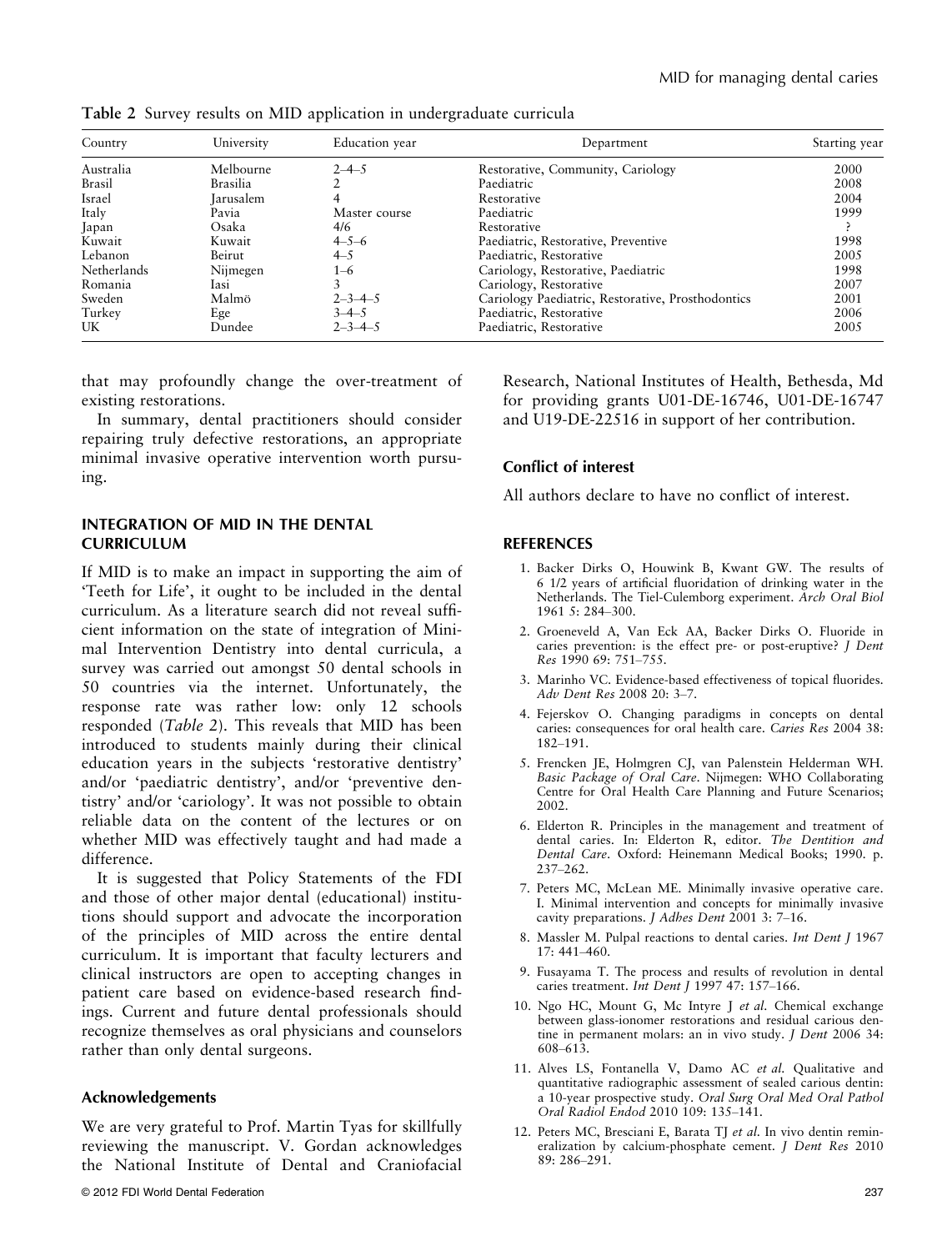**Table 2** Survey results on MID application in undergraduate curricula

| Country | University | Education year | Department | Starting year |
|---|---|---|---|---|
| Australia | Melbourne | 2–4–5 | Restorative, Community, Cariology | 2000 |
| Brasil | Brasilia | 2 | Paediatric | 2008 |
| Israel | Jarusalem | 4 | Restorative | 2004 |
| Italy | Pavia | Master course | Paediatric | 1999 |
| Japan | Osaka | 4/6 | Restorative | ? |
| Kuwait | Kuwait | 4–5–6 | Paediatric, Restorative, Preventive | 1998 |
| Lebanon | Beirut | 4–5 | Paediatric, Restorative | 2005 |
| Netherlands | Nijmegen | 1–6 | Cariology, Restorative, Paediatric | 1998 |
| Romania | Iasi | 3 | Cariology, Restorative | 2007 |
| Sweden | Malmö | 2–3–4–5 | Cariology Paediatric, Restorative, Prosthodontics | 2001 |
| Turkey | Ege | 3–4–5 | Paediatric, Restorative | 2006 |
| UK | Dundee | 2–3–4–5 | Paediatric, Restorative | 2005 |

that may profoundly change the over-treatment of existing restorations.

In summary, dental practitioners should consider repairing truly defective restorations, an appropriate minimal invasive operative intervention worth pursuing.

## INTEGRATION OF MID IN THE DENTAL CURRICULUM

If MID is to make an impact in supporting the aim of 'Teeth for Life', it ought to be included in the dental curriculum. As a literature search did not reveal sufficient information on the state of integration of Minimal Intervention Dentistry into dental curricula, a survey was carried out amongst 50 dental schools in 50 countries via the internet. Unfortunately, the response rate was rather low: only 12 schools responded (*Table 2*). This reveals that MID has been introduced to students mainly during their clinical education years in the subjects 'restorative dentistry' and/or 'paediatric dentistry', and/or 'preventive dentistry' and/or 'cariology'. It was not possible to obtain reliable data on the content of the lectures or on whether MID was effectively taught and had made a difference.

It is suggested that Policy Statements of the FDI and those of other major dental (educational) institutions should support and advocate the incorporation of the principles of MID across the entire dental curriculum. It is important that faculty lecturers and clinical instructors are open to accepting changes in patient care based on evidence-based research findings. Current and future dental professionals should recognize themselves as oral physicians and counselors rather than only dental surgeons.

### Acknowledgements

We are very grateful to Prof. Martin Tyas for skillfully reviewing the manuscript. V. Gordan acknowledges the National Institute of Dental and Craniofacial Research, National Institutes of Health, Bethesda, Md for providing grants U01-DE-16746, U01-DE-16747 and U19-DE-22516 in support of her contribution.

### Conflict of interest

All authors declare to have no conflict of interest.

## REFERENCES

1. Backer Dirks O, Houwink B, Kwant GW. The results of 6 1/2 years of artificial fluoridation of drinking water in the Netherlands. The Tiel-Culemborg experiment. *Arch Oral Biol* 1961 5: 284–300.
2. Groeneveld A, Van Eck AA, Backer Dirks O. Fluoride in caries prevention: is the effect pre- or post-eruptive? *J Dent Res* 1990 69: 751–755.
3. Marinho VC. Evidence-based effectiveness of topical fluorides. *Adv Dent Res* 2008 20: 3–7.
4. Fejerskov O. Changing paradigms in concepts on dental caries: consequences for oral health care. *Caries Res* 2004 38: 182–191.
5. Frencken JE, Holmgren CJ, van Palenstein Helderman WH. *Basic Package of Oral Care*. Nijmegen: WHO Collaborating Centre for Oral Health Care Planning and Future Scenarios; 2002.
6. Elderton R. Principles in the management and treatment of dental caries. In: Elderton R, editor. *The Dentition and Dental Care*. Oxford: Heinemann Medical Books; 1990. p. 237–262.
7. Peters MC, McLean ME. Minimally invasive operative care. I. Minimal intervention and concepts for minimally invasive cavity preparations. *J Adhes Dent* 2001 3: 7–16.
8. Massler M. Pulpal reactions to dental caries. *Int Dent J* 1967 17: 441–460.
9. Fusayama T. The process and results of revolution in dental caries treatment. *Int Dent J* 1997 47: 157–166.
10. Ngo HC, Mount G, Mc Intyre J *et al.* Chemical exchange between glass-ionomer restorations and residual carious dentine in permanent molars: an in vivo study. *J Dent* 2006 34: 608–613.
11. Alves LS, Fontanella V, Damo AC *et al.* Qualitative and quantitative radiographic assessment of sealed carious dentin: a 10-year prospective study. *Oral Surg Oral Med Oral Pathol Oral Radiol Endod* 2010 109: 135–141.
12. Peters MC, Bresciani E, Barata TJ *et al.* In vivo dentin remineralization by calcium-phosphate cement. *J Dent Res* 2010 89: 286–291.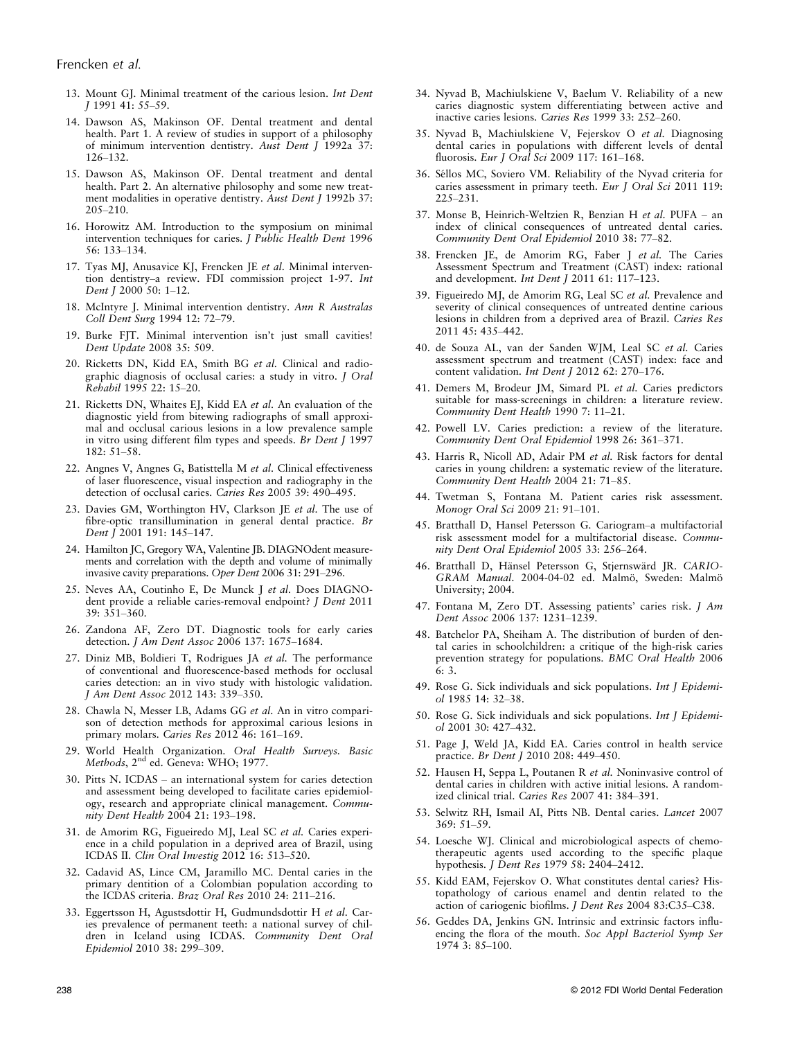13. Mount GJ. Minimal treatment of the carious lesion. *Int Dent J* 1991 41: 55–59.
14. Dawson AS, Makinson OF. Dental treatment and dental health. Part 1. A review of studies in support of a philosophy of minimum intervention dentistry. *Aust Dent J* 1992a 37: 126–132.
15. Dawson AS, Makinson OF. Dental treatment and dental health. Part 2. An alternative philosophy and some new treatment modalities in operative dentistry. *Aust Dent J* 1992b 37: 205–210.
16. Horowitz AM. Introduction to the symposium on minimal intervention techniques for caries. *J Public Health Dent* 1996 56: 133–134.
17. Tyas MJ, Anusavice KJ, Frencken JE *et al.* Minimal intervention dentistry–a review. FDI commission project 1-97. *Int Dent J* 2000 50: 1–12.
18. McIntyre J. Minimal intervention dentistry. *Ann R Australas Coll Dent Surg* 1994 12: 72–79.
19. Burke FJT. Minimal intervention isn't just small cavities! *Dent Update* 2008 35: 509.
20. Ricketts DN, Kidd EA, Smith BG *et al.* Clinical and radiographic diagnosis of occlusal caries: a study in vitro. *J Oral Rehabil* 1995 22: 15–20.
21. Ricketts DN, Whaites EJ, Kidd EA *et al.* An evaluation of the diagnostic yield from bitewing radiographs of small approximal and occlusal carious lesions in a low prevalence sample in vitro using different film types and speeds. *Br Dent J* 1997 182: 51–58.
22. Angnes V, Angnes G, Batisttella M *et al.* Clinical effectiveness of laser fluorescence, visual inspection and radiography in the detection of occlusal caries. *Caries Res* 2005 39: 490–495.
23. Davies GM, Worthington HV, Clarkson JE *et al.* The use of fibre-optic transillumination in general dental practice. *Br Dent J* 2001 191: 145–147.
24. Hamilton JC, Gregory WA, Valentine JB. DIAGNOdent measurements and correlation with the depth and volume of minimally invasive cavity preparations. *Oper Dent* 2006 31: 291–296.
25. Neves AA, Coutinho E, De Munck J *et al.* Does DIAGNOdent provide a reliable caries-removal endpoint? *J Dent* 2011 39: 351–360.
26. Zandona AF, Zero DT. Diagnostic tools for early caries detection. *J Am Dent Assoc* 2006 137: 1675–1684.
27. Diniz MB, Boldieri T, Rodrigues JA *et al.* The performance of conventional and fluorescence-based methods for occlusal caries detection: an in vivo study with histologic validation. *J Am Dent Assoc* 2012 143: 339–350.
28. Chawla N, Messer LB, Adams GG *et al.* An in vitro comparison of detection methods for approximal carious lesions in primary molars. *Caries Res* 2012 46: 161–169.
29. World Health Organization. *Oral Health Surveys. Basic Methods*, 2nd ed. Geneva: WHO; 1977.
30. Pitts N. ICDAS – an international system for caries detection and assessment being developed to facilitate caries epidemiology, research and appropriate clinical management. *Community Dent Health* 2004 21: 193–198.
31. de Amorim RG, Figueiredo MJ, Leal SC *et al.* Caries experience in a child population in a deprived area of Brazil, using ICDAS II. *Clin Oral Investig* 2012 16: 513–520.
32. Cadavid AS, Lince CM, Jaramillo MC. Dental caries in the primary dentition of a Colombian population according to the ICDAS criteria. *Braz Oral Res* 2010 24: 211–216.
33. Eggertsson H, Agustsdottir H, Gudmundsdottir H *et al.* Caries prevalence of permanent teeth: a national survey of children in Iceland using ICDAS. *Community Dent Oral Epidemiol* 2010 38: 299–309.
34. Nyvad B, Machiulskiene V, Baelum V. Reliability of a new caries diagnostic system differentiating between active and inactive caries lesions. *Caries Res* 1999 33: 252–260.
35. Nyvad B, Machiulskiene V, Fejerskov O *et al.* Diagnosing dental caries in populations with different levels of dental fluorosis. *Eur J Oral Sci* 2009 117: 161–168.
36. Séllos MC, Soviero VM. Reliability of the Nyvad criteria for caries assessment in primary teeth. *Eur J Oral Sci* 2011 119: 225–231.
37. Monse B, Heinrich-Weltzien R, Benzian H *et al.* PUFA – an index of clinical consequences of untreated dental caries. *Community Dent Oral Epidemiol* 2010 38: 77–82.
38. Frencken JE, de Amorim RG, Faber J *et al.* The Caries Assessment Spectrum and Treatment (CAST) index: rational and development. *Int Dent J* 2011 61: 117–123.
39. Figueiredo MJ, de Amorim RG, Leal SC *et al.* Prevalence and severity of clinical consequences of untreated dentine carious lesions in children from a deprived area of Brazil. *Caries Res* 2011 45: 435–442.
40. de Souza AL, van der Sanden WJM, Leal SC *et al.* Caries assessment spectrum and treatment (CAST) index: face and content validation. *Int Dent J* 2012 62: 270–176.
41. Demers M, Brodeur JM, Simard PL *et al.* Caries predictors suitable for mass-screenings in children: a literature review. *Community Dent Health* 1990 7: 11–21.
42. Powell LV. Caries prediction: a review of the literature. *Community Dent Oral Epidemiol* 1998 26: 361–371.
43. Harris R, Nicoll AD, Adair PM *et al.* Risk factors for dental caries in young children: a systematic review of the literature. *Community Dent Health* 2004 21: 71–85.
44. Twetman S, Fontana M. Patient caries risk assessment. *Monogr Oral Sci* 2009 21: 91–101.
45. Bratthall D, Hansel Petersson G. Cariogram–a multifactorial risk assessment model for a multifactorial disease. *Community Dent Oral Epidemiol* 2005 33: 256–264.
46. Bratthall D, Hänsel Petersson G, Stjernswärd JR. *CARIOGRAM Manual*. 2004-04-02 ed. Malmö, Sweden: Malmö University; 2004.
47. Fontana M, Zero DT. Assessing patients' caries risk. *J Am Dent Assoc* 2006 137: 1231–1239.
48. Batchelor PA, Sheiham A. The distribution of burden of dental caries in schoolchildren: a critique of the high-risk caries prevention strategy for populations. *BMC Oral Health* 2006 6: 3.
49. Rose G. Sick individuals and sick populations. *Int J Epidemiol* 1985 14: 32–38.
50. Rose G. Sick individuals and sick populations. *Int J Epidemiol* 2001 30: 427–432.
51. Page J, Weld JA, Kidd EA. Caries control in health service practice. *Br Dent J* 2010 208: 449–450.
52. Hausen H, Seppa L, Poutanen R *et al.* Noninvasive control of dental caries in children with active initial lesions. A randomized clinical trial. *Caries Res* 2007 41: 384–391.
53. Selwitz RH, Ismail AI, Pitts NB. Dental caries. *Lancet* 2007 369: 51–59.
54. Loesche WJ. Clinical and microbiological aspects of chemotherapeutic agents used according to the specific plaque hypothesis. *J Dent Res* 1979 58: 2404–2412.
55. Kidd EAM, Fejerskov O. What constitutes dental caries? Histopathology of carious enamel and dentin related to the action of cariogenic biofilms. *J Dent Res* 2004 83:C35–C38.
56. Geddes DA, Jenkins GN. Intrinsic and extrinsic factors influencing the flora of the mouth. *Soc Appl Bacteriol Symp Ser* 1974 3: 85–100.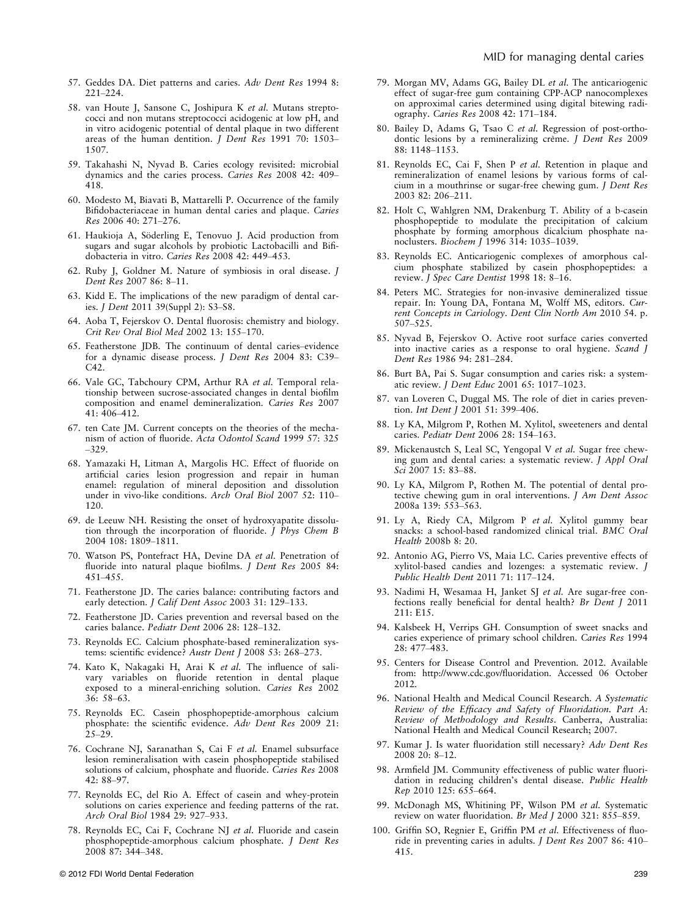57. Geddes DA. Diet patterns and caries. *Adv Dent Res* 1994 8: 221–224.
58. van Houte J, Sansone C, Joshipura K *et al.* Mutans streptococci and non mutans streptococci acidogenic at low pH, and in vitro acidogenic potential of dental plaque in two different areas of the human dentition. *J Dent Res* 1991 70: 1503–1507.
59. Takahashi N, Nyvad B. Caries ecology revisited: microbial dynamics and the caries process. *Caries Res* 2008 42: 409–418.
60. Modesto M, Biavati B, Mattarelli P. Occurrence of the family Bifidobacteriaceae in human dental caries and plaque. *Caries Res* 2006 40: 271–276.
61. Haukioja A, Söderling E, Tenovuo J. Acid production from sugars and sugar alcohols by probiotic Lactobacilli and Bifidobacteria in vitro. *Caries Res* 2008 42: 449–453.
62. Ruby J, Goldner M. Nature of symbiosis in oral disease. *J Dent Res* 2007 86: 8–11.
63. Kidd E. The implications of the new paradigm of dental caries. *J Dent* 2011 39(Suppl 2): S3–S8.
64. Aoba T, Fejerskov O. Dental fluorosis: chemistry and biology. *Crit Rev Oral Biol Med* 2002 13: 155–170.
65. Featherstone JDB. The continuum of dental caries–evidence for a dynamic disease process. *J Dent Res* 2004 83: C39–C42.
66. Vale GC, Tabchoury CPM, Arthur RA *et al.* Temporal relationship between sucrose-associated changes in dental biofilm composition and enamel demineralization. *Caries Res* 2007 41: 406–412.
67. ten Cate JM. Current concepts on the theories of the mechanism of action of fluoride. *Acta Odontol Scand* 1999 57: 325–329.
68. Yamazaki H, Litman A, Margolis HC. Effect of fluoride on artificial caries lesion progression and repair in human enamel: regulation of mineral deposition and dissolution under in vivo-like conditions. *Arch Oral Biol* 2007 52: 110–120.
69. de Leeuw NH. Resisting the onset of hydroxyapatite dissolution through the incorporation of fluoride. *J Phys Chem B* 2004 108: 1809–1811.
70. Watson PS, Pontefract HA, Devine DA *et al.* Penetration of fluoride into natural plaque biofilms. *J Dent Res* 2005 84: 451–455.
71. Featherstone JD. The caries balance: contributing factors and early detection. *J Calif Dent Assoc* 2003 31: 129–133.
72. Featherstone JD. Caries prevention and reversal based on the caries balance. *Pediatr Dent* 2006 28: 128–132.
73. Reynolds EC. Calcium phosphate-based remineralization systems: scientific evidence? *Austr Dent J* 2008 53: 268–273.
74. Kato K, Nakagaki H, Arai K *et al.* The influence of salivary variables on fluoride retention in dental plaque exposed to a mineral-enriching solution. *Caries Res* 2002 36: 58–63.
75. Reynolds EC. Casein phosphopeptide-amorphous calcium phosphate: the scientific evidence. *Adv Dent Res* 2009 21: 25–29.
76. Cochrane NJ, Saranathan S, Cai F *et al.* Enamel subsurface lesion remineralisation with casein phosphopeptide stabilised solutions of calcium, phosphate and fluoride. *Caries Res* 2008 42: 88–97.
77. Reynolds EC, del Rio A. Effect of casein and whey-protein solutions on caries experience and feeding patterns of the rat. *Arch Oral Biol* 1984 29: 927–933.
78. Reynolds EC, Cai F, Cochrane NJ *et al.* Fluoride and casein phosphopeptide-amorphous calcium phosphate. *J Dent Res* 2008 87: 344–348.
79. Morgan MV, Adams GG, Bailey DL *et al.* The anticariogenic effect of sugar-free gum containing CPP-ACP nanocomplexes on approximal caries determined using digital bitewing radiography. *Caries Res* 2008 42: 171–184.
80. Bailey D, Adams G, Tsao C *et al.* Regression of post-orthodontic lesions by a remineralizing crème. *J Dent Res* 2009 88: 1148–1153.
81. Reynolds EC, Cai F, Shen P *et al.* Retention in plaque and remineralization of enamel lesions by various forms of calcium in a mouthrinse or sugar-free chewing gum. *J Dent Res* 2003 82: 206–211.
82. Holt C, Wahlgren NM, Drakenburg T. Ability of a b-casein phosphopeptide to modulate the precipitation of calcium phosphate by forming amorphous dicalcium phosphate nanoclusters. *Biochem J* 1996 314: 1035–1039.
83. Reynolds EC. Anticariogenic complexes of amorphous calcium phosphate stabilized by casein phosphopeptides: a review. *J Spec Care Dentist* 1998 18: 8–16.
84. Peters MC. Strategies for non-invasive demineralized tissue repair. In: Young DA, Fontana M, Wolff MS, editors. *Current Concepts in Cariology*. *Dent Clin North Am* 2010 54. p. 507–525.
85. Nyvad B, Fejerskov O. Active root surface caries converted into inactive caries as a response to oral hygiene. *Scand J Dent Res* 1986 94: 281–284.
86. Burt BA, Pai S. Sugar consumption and caries risk: a systematic review. *J Dent Educ* 2001 65: 1017–1023.
87. van Loveren C, Duggal MS. The role of diet in caries prevention. *Int Dent J* 2001 51: 399–406.
88. Ly KA, Milgrom P, Rothen M. Xylitol, sweeteners and dental caries. *Pediatr Dent* 2006 28: 154–163.
89. Mickenaustch S, Leal SC, Yengopal V *et al.* Sugar free chewing gum and dental caries: a systematic review. *J Appl Oral Sci* 2007 15: 83–88.
90. Ly KA, Milgrom P, Rothen M. The potential of dental protective chewing gum in oral interventions. *J Am Dent Assoc* 2008a 139: 553–563.
91. Ly A, Riedy CA, Milgrom P *et al.* Xylitol gummy bear snacks: a school-based randomized clinical trial. *BMC Oral Health* 2008b 8: 20.
92. Antonio AG, Pierro VS, Maia LC. Caries preventive effects of xylitol-based candies and lozenges: a systematic review. *J Public Health Dent* 2011 71: 117–124.
93. Nadimi H, Wesamaa H, Janket SJ *et al.* Are sugar-free confections really beneficial for dental health? *Br Dent J* 2011 211: E15.
94. Kalsbeek H, Verrips GH. Consumption of sweet snacks and caries experience of primary school children. *Caries Res* 1994 28: 477–483.
95. Centers for Disease Control and Prevention. 2012. Available from: http://www.cdc.gov/fluoridation. Accessed 06 October 2012.
96. National Health and Medical Council Research. *A Systematic Review of the Efficacy and Safety of Fluoridation. Part A: Review of Methodology and Results*. Canberra, Australia: National Health and Medical Council Research; 2007.
97. Kumar J. Is water fluoridation still necessary? *Adv Dent Res* 2008 20: 8–12.
98. Armfield JM. Community effectiveness of public water fluoridation in reducing children's dental disease. *Public Health Rep* 2010 125: 655–664.
99. McDonagh MS, Whiting PF, Wilson PM *et al.* Systematic review on water fluoridation. *Br Med J* 2000 321: 855–859.
100. Griffin SO, Regnier E, Griffin PM *et al.* Effectiveness of fluoride in preventing caries in adults. *J Dent Res* 2007 86: 410–415.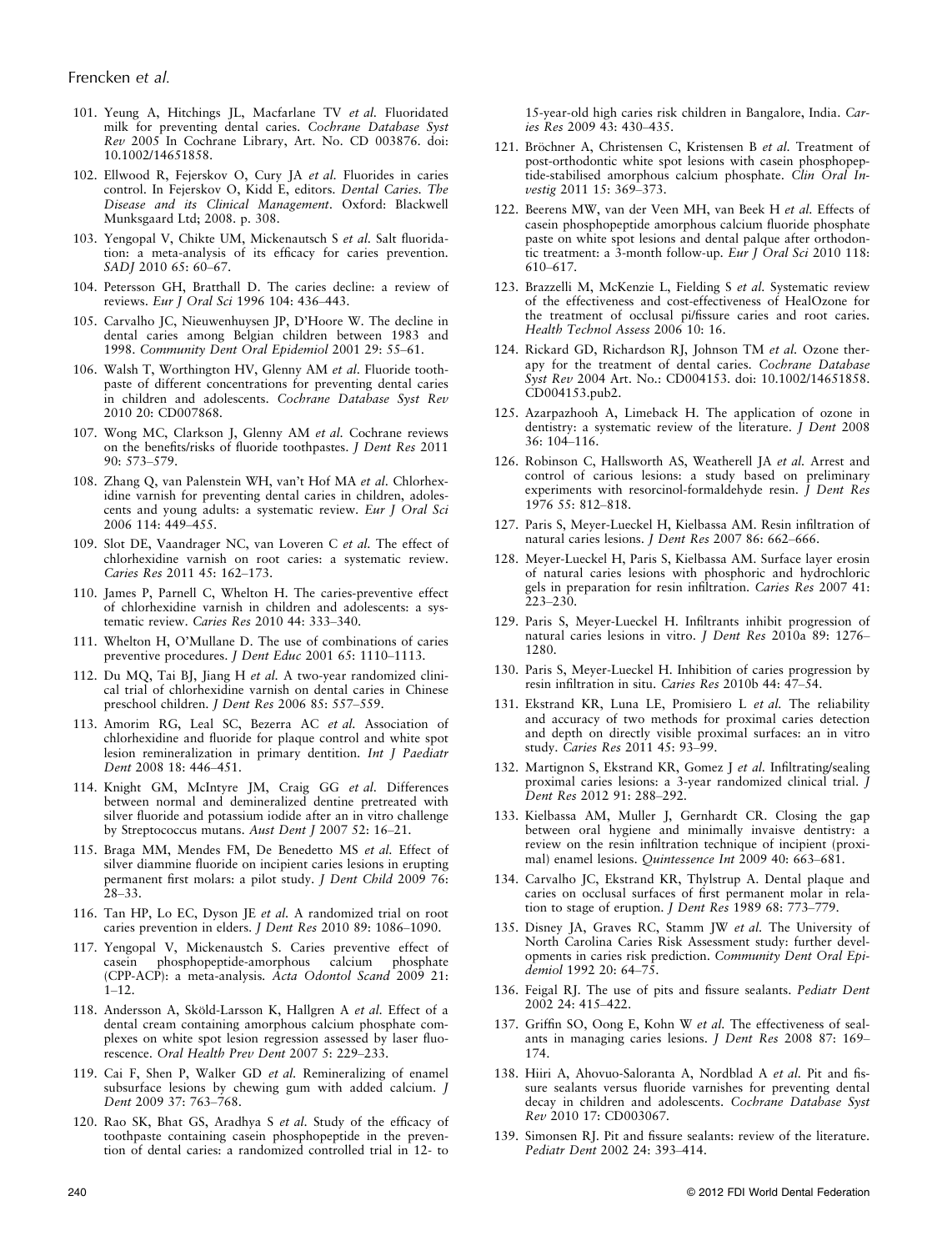101. Yeung A, Hitchings JL, Macfarlane TV *et al.* Fluoridated milk for preventing dental caries. *Cochrane Database Syst Rev* 2005 In Cochrane Library, Art. No. CD 003876. doi: 10.1002/14651858.

102. Ellwood R, Fejerskov O, Cury JA *et al.* Fluorides in caries control. In Fejerskov O, Kidd E, editors. *Dental Caries. The Disease and its Clinical Management*. Oxford: Blackwell Munksgaard Ltd; 2008. p. 308.

103. Yengopal V, Chikte UM, Mickenautsch S *et al.* Salt fluoridation: a meta-analysis of its efficacy for caries prevention. *SADJ* 2010 65: 60–67.

104. Petersson GH, Bratthall D. The caries decline: a review of reviews. *Eur J Oral Sci* 1996 104: 436–443.

105. Carvalho JC, Nieuwenhuysen JP, D'Hoore W. The decline in dental caries among Belgian children between 1983 and 1998. *Community Dent Oral Epidemiol* 2001 29: 55–61.

106. Walsh T, Worthington HV, Glenny AM *et al.* Fluoride toothpaste of different concentrations for preventing dental caries in children and adolescents. *Cochrane Database Syst Rev* 2010 20: CD007868.

107. Wong MC, Clarkson J, Glenny AM *et al.* Cochrane reviews on the benefits/risks of fluoride toothpastes. *J Dent Res* 2011 90: 573–579.

108. Zhang Q, van Palenstein WH, van't Hof MA *et al.* Chlorhexidine varnish for preventing dental caries in children, adolescents and young adults: a systematic review. *Eur J Oral Sci* 2006 114: 449–455.

109. Slot DE, Vaandrager NC, van Loveren C *et al.* The effect of chlorhexidine varnish on root caries: a systematic review. *Caries Res* 2011 45: 162–173.

110. James P, Parnell C, Whelton H. The caries-preventive effect of chlorhexidine varnish in children and adolescents: a systematic review. *Caries Res* 2010 44: 333–340.

111. Whelton H, O'Mullane D. The use of combinations of caries preventive procedures. *J Dent Educ* 2001 65: 1110–1113.

112. Du MQ, Tai BJ, Jiang H *et al.* A two-year randomized clinical trial of chlorhexidine varnish on dental caries in Chinese preschool children. *J Dent Res* 2006 85: 557–559.

113. Amorim RG, Leal SC, Bezerra AC *et al.* Association of chlorhexidine and fluoride for plaque control and white spot lesion remineralization in primary dentition. *Int J Paediatr Dent* 2008 18: 446–451.

114. Knight GM, McIntyre JM, Craig GG *et al.* Differences between normal and demineralized dentine pretreated with silver fluoride and potassium iodide after an in vitro challenge by Streptococcus mutans. *Aust Dent J* 2007 52: 16–21.

115. Braga MM, Mendes FM, De Benedetto MS *et al.* Effect of silver diammine fluoride on incipient caries lesions in erupting permanent first molars: a pilot study. *J Dent Child* 2009 76: 28–33.

116. Tan HP, Lo EC, Dyson JE *et al.* A randomized trial on root caries prevention in elders. *J Dent Res* 2010 89: 1086–1090.

117. Yengopal V, Mickenaustch S. Caries preventive effect of casein phosphopeptide-amorphous calcium phosphate (CPP-ACP): a meta-analysis. *Acta Odontol Scand* 2009 21: 1–12.

118. Andersson A, Sköld-Larsson K, Hallgren A *et al.* Effect of a dental cream containing amorphous calcium phosphate complexes on white spot lesion regression assessed by laser fluorescence. *Oral Health Prev Dent* 2007 5: 229–233.

119. Cai F, Shen P, Walker GD *et al.* Remineralizing of enamel subsurface lesions by chewing gum with added calcium. *J Dent* 2009 37: 763–768.

120. Rao SK, Bhat GS, Aradhya S *et al.* Study of the efficacy of toothpaste containing casein phosphopeptide in the prevention of dental caries: a randomized controlled trial in 12- to 15-year-old high caries risk children in Bangalore, India. *Caries Res* 2009 43: 430–435.

121. Bröchner A, Christensen C, Kristensen B *et al.* Treatment of post-orthodontic white spot lesions with casein phosphopeptide-stabilised amorphous calcium phosphate. *Clin Oral Investig* 2011 15: 369–373.

122. Beerens MW, van der Veen MH, van Beek H *et al.* Effects of casein phosphopeptide amorphous calcium fluoride phosphate paste on white spot lesions and dental palque after orthodontic treatment: a 3-month follow-up. *Eur J Oral Sci* 2010 118: 610–617.

123. Brazzelli M, McKenzie L, Fielding S *et al.* Systematic review of the effectiveness and cost-effectiveness of HealOzone for the treatment of occlusal pi/fissure caries and root caries. *Health Technol Assess* 2006 10: 16.

124. Rickard GD, Richardson RJ, Johnson TM *et al.* Ozone therapy for the treatment of dental caries. *Cochrane Database Syst Rev* 2004 Art. No.: CD004153. doi: 10.1002/14651858.CD004153.pub2.

125. Azarpazhooh A, Limeback H. The application of ozone in dentistry: a systematic review of the literature. *J Dent* 2008 36: 104–116.

126. Robinson C, Hallsworth AS, Weatherell JA *et al.* Arrest and control of carious lesions: a study based on preliminary experiments with resorcinol-formaldehyde resin. *J Dent Res* 1976 55: 812–818.

127. Paris S, Meyer-Lueckel H, Kielbassa AM. Resin infiltration of natural caries lesions. *J Dent Res* 2007 86: 662–666.

128. Meyer-Lueckel H, Paris S, Kielbassa AM. Surface layer erosin of natural caries lesions with phosphoric and hydrochloric gels in preparation for resin infiltration. *Caries Res* 2007 41: 223–230.

129. Paris S, Meyer-Lueckel H. Infiltrants inhibit progression of natural caries lesions in vitro. *J Dent Res* 2010a 89: 1276–1280.

130. Paris S, Meyer-Lueckel H. Inhibition of caries progression by resin infiltration in situ. *Caries Res* 2010b 44: 47–54.

131. Ekstrand KR, Luna LE, Promisiero L *et al.* The reliability and accuracy of two methods for proximal caries detection and depth on directly visible proximal surfaces: an in vitro study. *Caries Res* 2011 45: 93–99.

132. Martignon S, Ekstrand KR, Gomez J *et al.* Infiltrating/sealing proximal caries lesions: a 3-year randomized clinical trial. *J Dent Res* 2012 91: 288–292.

133. Kielbassa AM, Muller J, Gernhardt CR. Closing the gap between oral hygiene and minimally invaisve dentistry: a review on the resin infiltration technique of incipient (proximal) enamel lesions. *Quintessence Int* 2009 40: 663–681.

134. Carvalho JC, Ekstrand KR, Thylstrup A. Dental plaque and caries on occlusal surfaces of first permanent molar in relation to stage of eruption. *J Dent Res* 1989 68: 773–779.

135. Disney JA, Graves RC, Stamm JW *et al.* The University of North Carolina Caries Risk Assessment study: further developments in caries risk prediction. *Community Dent Oral Epidemiol* 1992 20: 64–75.

136. Feigal RJ. The use of pits and fissure sealants. *Pediatr Dent* 2002 24: 415–422.

137. Griffin SO, Oong E, Kohn W *et al.* The effectiveness of sealants in managing caries lesions. *J Dent Res* 2008 87: 169–174.

138. Hiiri A, Ahovuo-Saloranta A, Nordblad A *et al.* Pit and fissure sealants versus fluoride varnishes for preventing dental decay in children and adolescents. *Cochrane Database Syst Rev* 2010 17: CD003067.

139. Simonsen RJ. Pit and fissure sealants: review of the literature. *Pediatr Dent* 2002 24: 393–414.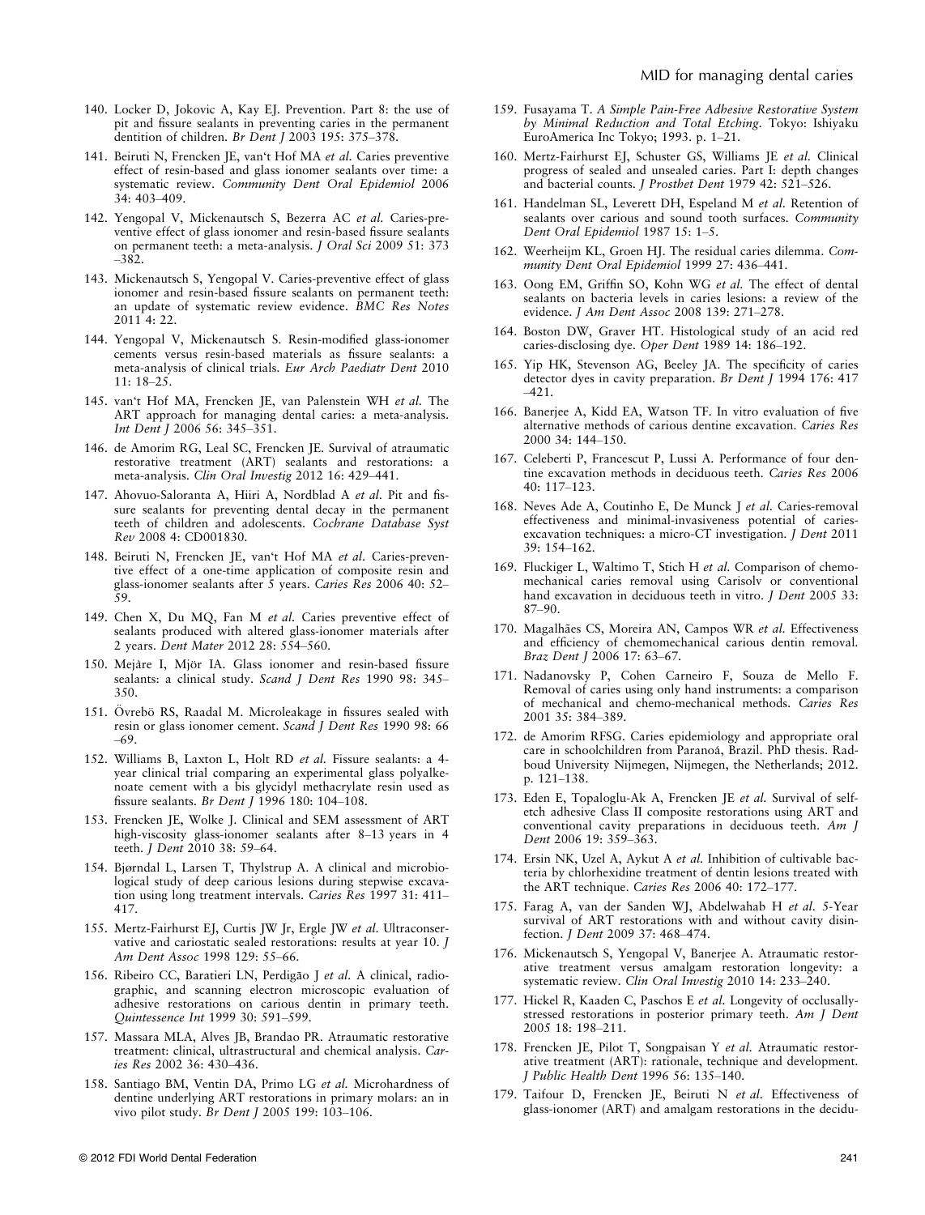140. Locker D, Jokovic A, Kay EJ. Prevention. Part 8: the use of pit and fissure sealants in preventing caries in the permanent dentition of children. *Br Dent J* 2003 195: 375–378.

141. Beiruti N, Frencken JE, van't Hof MA *et al.* Caries preventive effect of resin-based and glass ionomer sealants over time: a systematic review. *Community Dent Oral Epidemiol* 2006 34: 403–409.

142. Yengopal V, Mickenautsch S, Bezerra AC *et al.* Caries-preventive effect of glass ionomer and resin-based fissure sealants on permanent teeth: a meta-analysis. *J Oral Sci* 2009 51: 373–382.

143. Mickenautsch S, Yengopal V. Caries-preventive effect of glass ionomer and resin-based fissure sealants on permanent teeth: an update of systematic review evidence. *BMC Res Notes* 2011 4: 22.

144. Yengopal V, Mickenautsch S. Resin-modified glass-ionomer cements versus resin-based materials as fissure sealants: a meta-analysis of clinical trials. *Eur Arch Paediatr Dent* 2010 11: 18–25.

145. van't Hof MA, Frencken JE, van Palenstein WH *et al.* The ART approach for managing dental caries: a meta-analysis. *Int Dent J* 2006 56: 345–351.

146. de Amorim RG, Leal SC, Frencken JE. Survival of atraumatic restorative treatment (ART) sealants and restorations: a meta-analysis. *Clin Oral Investig* 2012 16: 429–441.

147. Ahovuo-Saloranta A, Hiiri A, Nordblad A *et al.* Pit and fissure sealants for preventing dental decay in the permanent teeth of children and adolescents. *Cochrane Database Syst Rev* 2008 4: CD001830.

148. Beiruti N, Frencken JE, van't Hof MA *et al.* Caries-preventive effect of a one-time application of composite resin and glass-ionomer sealants after 5 years. *Caries Res* 2006 40: 52–59.

149. Chen X, Du MQ, Fan M *et al.* Caries preventive effect of sealants produced with altered glass-ionomer materials after 2 years. *Dent Mater* 2012 28: 554–560.

150. Mejàre I, Mjör IA. Glass ionomer and resin-based fissure sealants: a clinical study. *Scand J Dent Res* 1990 98: 345–350.

151. Övrebö RS, Raadal M. Microleakage in fissures sealed with resin or glass ionomer cement. *Scand J Dent Res* 1990 98: 66–69.

152. Williams B, Laxton L, Holt RD *et al.* Fissure sealants: a 4-year clinical trial comparing an experimental glass polyalkenoate cement with a bis glycidyl methacrylate resin used as fissure sealants. *Br Dent J* 1996 180: 104–108.

153. Frencken JE, Wolke J. Clinical and SEM assessment of ART high-viscosity glass-ionomer sealants after 8–13 years in 4 teeth. *J Dent* 2010 38: 59–64.

154. Bjørndal L, Larsen T, Thylstrup A. A clinical and microbiological study of deep carious lesions during stepwise excavation using long treatment intervals. *Caries Res* 1997 31: 411–417.

155. Mertz-Fairhurst EJ, Curtis JW Jr, Ergle JW *et al.* Ultraconservative and cariostatic sealed restorations: results at year 10. *J Am Dent Assoc* 1998 129: 55–66.

156. Ribeiro CC, Baratieri LN, Perdigão J *et al.* A clinical, radiographic, and scanning electron microscopic evaluation of adhesive restorations on carious dentin in primary teeth. *Quintessence Int* 1999 30: 591–599.

157. Massara MLA, Alves JB, Brandao PR. Atraumatic restorative treatment: clinical, ultrastructural and chemical analysis. *Caries Res* 2002 36: 430–436.

158. Santiago BM, Ventin DA, Primo LG *et al.* Microhardness of dentine underlying ART restorations in primary molars: an in vivo pilot study. *Br Dent J* 2005 199: 103–106.

159. Fusayama T. *A Simple Pain-Free Adhesive Restorative System by Minimal Reduction and Total Etching.* Tokyo: Ishiyaku EuroAmerica Inc Tokyo; 1993. p. 1–21.

160. Mertz-Fairhurst EJ, Schuster GS, Williams JE *et al.* Clinical progress of sealed and unsealed caries. Part I: depth changes and bacterial counts. *J Prosthet Dent* 1979 42: 521–526.

161. Handelman SL, Leverett DH, Espeland M *et al.* Retention of sealants over carious and sound tooth surfaces. *Community Dent Oral Epidemiol* 1987 15: 1–5.

162. Weerheijm KL, Groen HJ. The residual caries dilemma. *Community Dent Oral Epidemiol* 1999 27: 436–441.

163. Oong EM, Griffin SO, Kohn WG *et al.* The effect of dental sealants on bacteria levels in caries lesions: a review of the evidence. *J Am Dent Assoc* 2008 139: 271–278.

164. Boston DW, Graver HT. Histological study of an acid red caries-disclosing dye. *Oper Dent* 1989 14: 186–192.

165. Yip HK, Stevenson AG, Beeley JA. The specificity of caries detector dyes in cavity preparation. *Br Dent J* 1994 176: 417–421.

166. Banerjee A, Kidd EA, Watson TF. In vitro evaluation of five alternative methods of carious dentine excavation. *Caries Res* 2000 34: 144–150.

167. Celeberti P, Francescut P, Lussi A. Performance of four dentine excavation methods in deciduous teeth. *Caries Res* 2006 40: 117–123.

168. Neves Ade A, Coutinho E, De Munck J *et al.* Caries-removal effectiveness and minimal-invasiveness potential of caries-excavation techniques: a micro-CT investigation. *J Dent* 2011 39: 154–162.

169. Fluckiger L, Waltimo T, Stich H *et al.* Comparison of chemomechanical caries removal using Carisolv or conventional hand excavation in deciduous teeth in vitro. *J Dent* 2005 33: 87–90.

170. Magalhães CS, Moreira AN, Campos WR *et al.* Effectiveness and efficiency of chemomechanical carious dentin removal. *Braz Dent J* 2006 17: 63–67.

171. Nadanovsky P, Cohen Carneiro F, Souza de Mello F. Removal of caries using only hand instruments: a comparison of mechanical and chemo-mechanical methods. *Caries Res* 2001 35: 384–389.

172. de Amorim RFSG. Caries epidemiology and appropriate oral care in schoolchildren from Paranoá, Brazil. PhD thesis. Radboud University Nijmegen, Nijmegen, the Netherlands; 2012. p. 121–138.

173. Eden E, Topaloglu-Ak A, Frencken JE *et al.* Survival of self-etch adhesive Class II composite restorations using ART and conventional cavity preparations in deciduous teeth. *Am J Dent* 2006 19: 359–363.

174. Ersin NK, Uzel A, Aykut A *et al.* Inhibition of cultivable bacteria by chlorhexidine treatment of dentin lesions treated with the ART technique. *Caries Res* 2006 40: 172–177.

175. Farag A, van der Sanden WJ, Abdelwahab H *et al.* 5-Year survival of ART restorations with and without cavity disinfection. *J Dent* 2009 37: 468–474.

176. Mickenautsch S, Yengopal V, Banerjee A. Atraumatic restorative treatment versus amalgam restoration longevity: a systematic review. *Clin Oral Investig* 2010 14: 233–240.

177. Hickel R, Kaaden C, Paschos E *et al.* Longevity of occlusally-stressed restorations in posterior primary teeth. *Am J Dent* 2005 18: 198–211.

178. Frencken JE, Pilot T, Songpaisan Y *et al.* Atraumatic restorative treatment (ART): rationale, technique and development. *J Public Health Dent* 1996 56: 135–140.

179. Taifour D, Frencken JE, Beiruti N *et al.* Effectiveness of glass-ionomer (ART) and amalgam restorations in the decidu-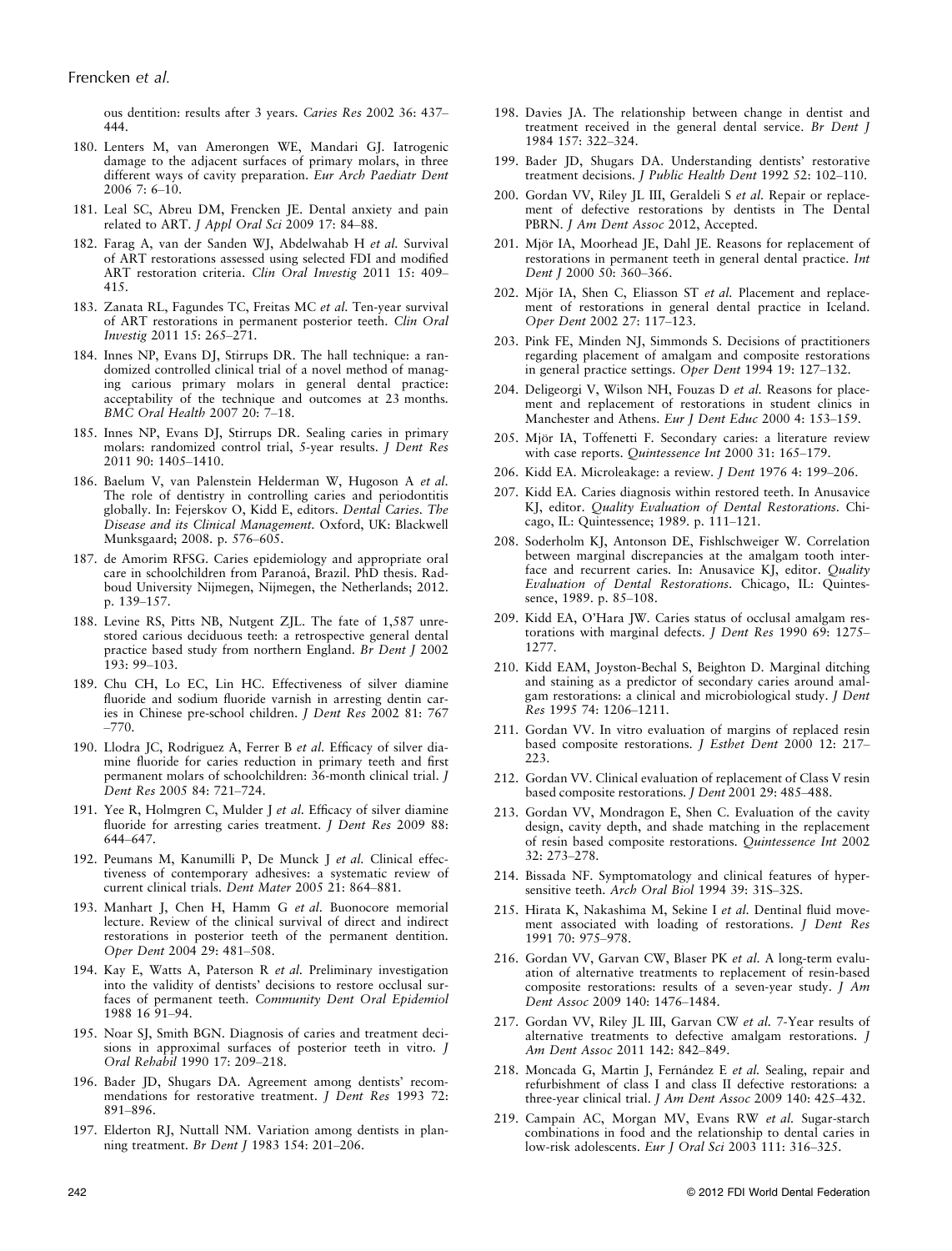ous dentition: results after 3 years. *Caries Res* 2002 36: 437–444.

180. Lenters M, van Amerongen WE, Mandari GJ. Iatrogenic damage to the adjacent surfaces of primary molars, in three different ways of cavity preparation. *Eur Arch Paediatr Dent* 2006 7: 6–10.
181. Leal SC, Abreu DM, Frencken JE. Dental anxiety and pain related to ART. *J Appl Oral Sci* 2009 17: 84–88.
182. Farag A, van der Sanden WJ, Abdelwahab H *et al.* Survival of ART restorations assessed using selected FDI and modified ART restoration criteria. *Clin Oral Investig* 2011 15: 409–415.
183. Zanata RL, Fagundes TC, Freitas MC *et al.* Ten-year survival of ART restorations in permanent posterior teeth. *Clin Oral Investig* 2011 15: 265–271.
184. Innes NP, Evans DJ, Stirrups DR. The hall technique: a randomized controlled clinical trial of a novel method of managing carious primary molars in general dental practice: acceptability of the technique and outcomes at 23 months. *BMC Oral Health* 2007 20: 7–18.
185. Innes NP, Evans DJ, Stirrups DR. Sealing caries in primary molars: randomized control trial, 5-year results. *J Dent Res* 2011 90: 1405–1410.
186. Baelum V, van Palenstein Helderman W, Hugoson A *et al.* The role of dentistry in controlling caries and periodontitis globally. In: Fejerskov O, Kidd E, editors. *Dental Caries. The Disease and its Clinical Management.* Oxford, UK: Blackwell Munksgaard; 2008. p. 576–605.
187. de Amorim RFSG. Caries epidemiology and appropriate oral care in schoolchildren from Paranoá, Brazil. PhD thesis. Radboud University Nijmegen, Nijmegen, the Netherlands; 2012. p. 139–157.
188. Levine RS, Pitts NB, Nutgent ZJL. The fate of 1,587 unrestored carious deciduous teeth: a retrospective general dental practice based study from northern England. *Br Dent J* 2002 193: 99–103.
189. Chu CH, Lo EC, Lin HC. Effectiveness of silver diamine fluoride and sodium fluoride varnish in arresting dentin caries in Chinese pre-school children. *J Dent Res* 2002 81: 767–770.
190. Llodra JC, Rodriguez A, Ferrer B *et al.* Efficacy of silver diamine fluoride for caries reduction in primary teeth and first permanent molars of schoolchildren: 36-month clinical trial. *J Dent Res* 2005 84: 721–724.
191. Yee R, Holmgren C, Mulder J *et al.* Efficacy of silver diamine fluoride for arresting caries treatment. *J Dent Res* 2009 88: 644–647.
192. Peumans M, Kanumilli P, De Munck J *et al.* Clinical effectiveness of contemporary adhesives: a systematic review of current clinical trials. *Dent Mater* 2005 21: 864–881.
193. Manhart J, Chen H, Hamm G *et al.* Buonocore memorial lecture. Review of the clinical survival of direct and indirect restorations in posterior teeth of the permanent dentition. *Oper Dent* 2004 29: 481–508.
194. Kay E, Watts A, Paterson R *et al.* Preliminary investigation into the validity of dentists' decisions to restore occlusal surfaces of permanent teeth. *Community Dent Oral Epidemiol* 1988 16 91–94.
195. Noar SJ, Smith BGN. Diagnosis of caries and treatment decisions in approximal surfaces of posterior teeth in vitro. *J Oral Rehabil* 1990 17: 209–218.
196. Bader JD, Shugars DA. Agreement among dentists' recommendations for restorative treatment. *J Dent Res* 1993 72: 891–896.
197. Elderton RJ, Nuttall NM. Variation among dentists in planning treatment. *Br Dent J* 1983 154: 201–206.
198. Davies JA. The relationship between change in dentist and treatment received in the general dental service. *Br Dent J* 1984 157: 322–324.
199. Bader JD, Shugars DA. Understanding dentists' restorative treatment decisions. *J Public Health Dent* 1992 52: 102–110.
200. Gordan VV, Riley JL III, Geraldeli S *et al.* Repair or replacement of defective restorations by dentists in The Dental PBRN. *J Am Dent Assoc* 2012, Accepted.
201. Mjör IA, Moorhead JE, Dahl JE. Reasons for replacement of restorations in permanent teeth in general dental practice. *Int Dent J* 2000 50: 360–366.
202. Mjör IA, Shen C, Eliasson ST *et al.* Placement and replacement of restorations in general dental practice in Iceland. *Oper Dent* 2002 27: 117–123.
203. Pink FE, Minden NJ, Simmonds S. Decisions of practitioners regarding placement of amalgam and composite restorations in general practice settings. *Oper Dent* 1994 19: 127–132.
204. Deligeorgi V, Wilson NH, Fouzas D *et al.* Reasons for placement and replacement of restorations in student clinics in Manchester and Athens. *Eur J Dent Educ* 2000 4: 153–159.
205. Mjör IA, Toffenetti F. Secondary caries: a literature review with case reports. *Quintessence Int* 2000 31: 165–179.
206. Kidd EA. Microleakage: a review. *J Dent* 1976 4: 199–206.
207. Kidd EA. Caries diagnosis within restored teeth. In Anusavice KJ, editor. *Quality Evaluation of Dental Restorations.* Chicago, IL: Quintessence; 1989. p. 111–121.
208. Soderholm KJ, Antonson DE, Fishlschweiger W. Correlation between marginal discrepancies at the amalgam tooth interface and recurrent caries. In: Anusavice KJ, editor. *Quality Evaluation of Dental Restorations.* Chicago, IL: Quintessence, 1989. p. 85–108.
209. Kidd EA, O'Hara JW. Caries status of occlusal amalgam restorations with marginal defects. *J Dent Res* 1990 69: 1275–1277.
210. Kidd EAM, Joyston-Bechal S, Beighton D. Marginal ditching and staining as a predictor of secondary caries around amalgam restorations: a clinical and microbiological study. *J Dent Res* 1995 74: 1206–1211.
211. Gordan VV. In vitro evaluation of margins of replaced resin based composite restorations. *J Esthet Dent* 2000 12: 217–223.
212. Gordan VV. Clinical evaluation of replacement of Class V resin based composite restorations. *J Dent* 2001 29: 485–488.
213. Gordan VV, Mondragon E, Shen C. Evaluation of the cavity design, cavity depth, and shade matching in the replacement of resin based composite restorations. *Quintessence Int* 2002 32: 273–278.
214. Bissada NF. Symptomatology and clinical features of hypersensitive teeth. *Arch Oral Biol* 1994 39: 31S–32S.
215. Hirata K, Nakashima M, Sekine I *et al.* Dentinal fluid movement associated with loading of restorations. *J Dent Res* 1991 70: 975–978.
216. Gordan VV, Garvan CW, Blaser PK *et al.* A long-term evaluation of alternative treatments to replacement of resin-based composite restorations: results of a seven-year study. *J Am Dent Assoc* 2009 140: 1476–1484.
217. Gordan VV, Riley JL III, Garvan CW *et al.* 7-Year results of alternative treatments to defective amalgam restorations. *J Am Dent Assoc* 2011 142: 842–849.
218. Moncada G, Martin J, Fernández E *et al.* Sealing, repair and refurbishment of class I and class II defective restorations: a three-year clinical trial. *J Am Dent Assoc* 2009 140: 425–432.
219. Campain AC, Morgan MV, Evans RW *et al.* Sugar-starch combinations in food and the relationship to dental caries in low-risk adolescents. *Eur J Oral Sci* 2003 111: 316–325.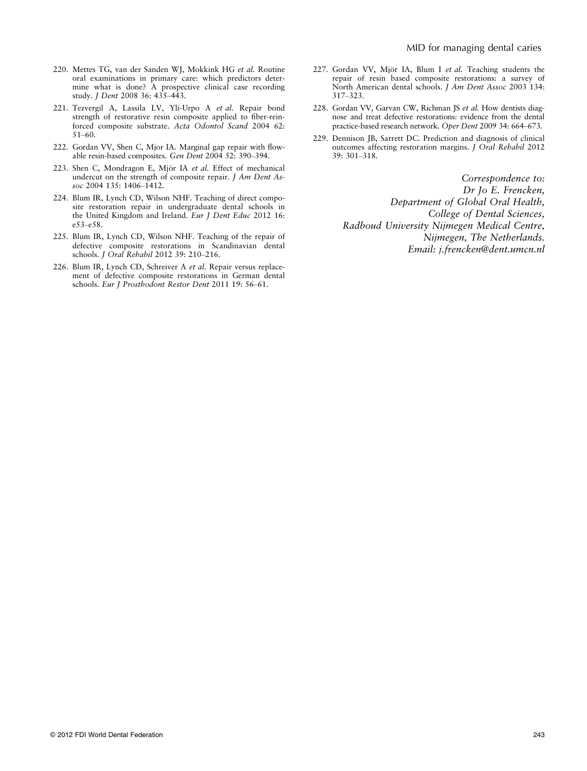220. Mettes TG, van der Sanden WJ, Mokkink HG *et al.* Routine oral examinations in primary care: which predictors determine what is done? A prospective clinical case recording study. *J Dent* 2008 36: 435–443.
221. Tezvergil A, Lassila LV, Yli-Urpo A *et al.* Repair bond strength of restorative resin composite applied to fiber-reinforced composite substrate. *Acta Odontol Scand* 2004 62: 51–60.
222. Gordan VV, Shen C, Mjor IA. Marginal gap repair with flowable resin-based composites. *Gen Dent* 2004 52: 390–394.
223. Shen C, Mondragon E, Mjör IA *et al.* Effect of mechanical undercut on the strength of composite repair. *J Am Dent Assoc* 2004 135: 1406–1412.
224. Blum IR, Lynch CD, Wilson NHF. Teaching of direct composite restoration repair in undergraduate dental schools in the United Kingdom and Ireland. *Eur J Dent Educ* 2012 16: e53–e58.
225. Blum IR, Lynch CD, Wilson NHF. Teaching of the repair of defective composite restorations in Scandinavian dental schools. *J Oral Rehabil* 2012 39: 210–216.
226. Blum IR, Lynch CD, Schreiver A *et al.* Repair versus replacement of defective composite restorations in German dental schools. *Eur J Prosthodont Restor Dent* 2011 19: 56–61.
227. Gordan VV, Mjör IA, Blum I *et al.* Teaching students the repair of resin based composite restorations: a survey of North American dental schools. *J Am Dent Assoc* 2003 134: 317–323.
228. Gordan VV, Garvan CW, Richman JS *et al.* How dentists diagnose and treat defective restorations: evidence from the dental practice-based research network. *Oper Dent* 2009 34: 664–673.
229. Dennison JB, Sarrett DC. Prediction and diagnosis of clinical outcomes affecting restoration margins. *J Oral Rehabil* 2012 39: 301–318.

*Correspondence to:*
*Dr Jo E. Frencken,*
*Department of Global Oral Health,*
*College of Dental Sciences,*
*Radboud University Nijmegen Medical Centre,*
*Nijmegen, The Netherlands.*
*Email: j.frencken@dent.umcn.nl*